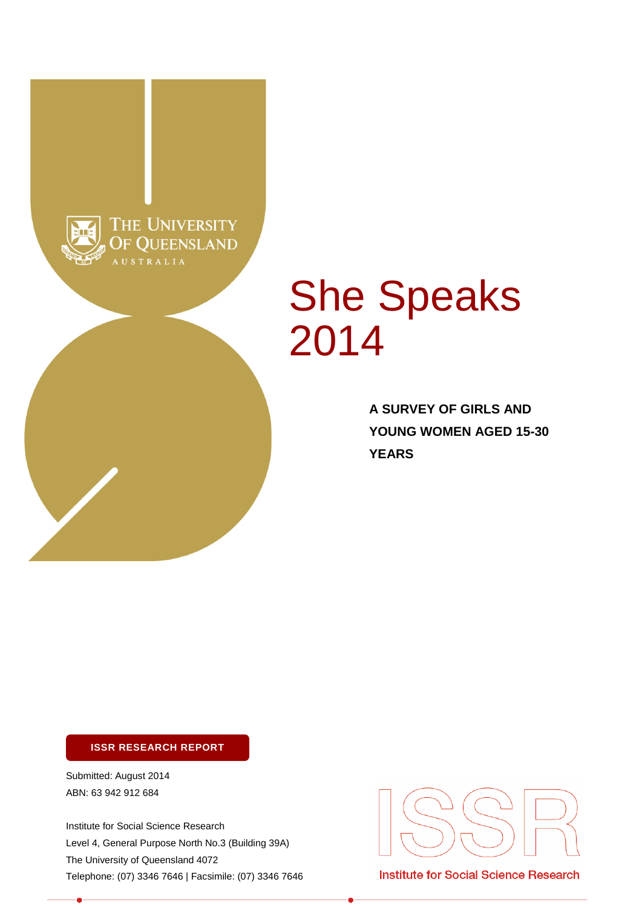The University of Queensland
AUSTRALIA

# She Speaks 2014

**A SURVEY OF GIRLS AND YOUNG WOMEN AGED 15-30 YEARS**

**ISSR RESEARCH REPORT**

Submitted: August 2014
ABN: 63 942 912 684

Institute for Social Science Research
Level 4, General Purpose North No.3 (Building 39A)
The University of Queensland 4072
Telephone: (07) 3346 7646 | Facsimile: (07) 3346 7646

ISSR
Institute for Social Science Research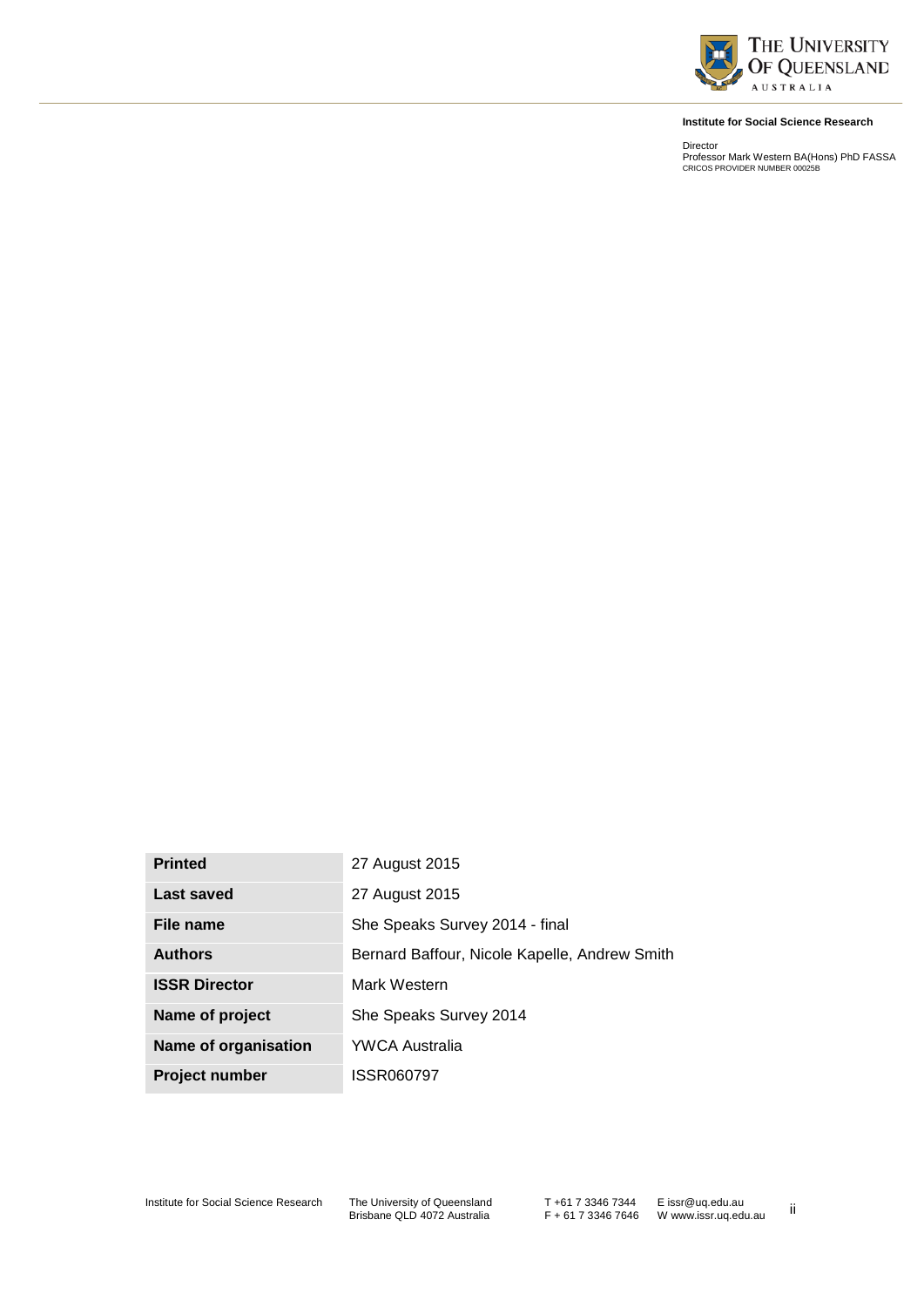**Institute for Social Science Research**

Director
Professor Mark Western BA(Hons) PhD FASSA
CRICOS PROVIDER NUMBER 00025B

| | |
|---|---|
| **Printed** | 27 August 2015 |
| **Last saved** | 27 August 2015 |
| **File name** | She Speaks Survey 2014 - final |
| **Authors** | Bernard Baffour, Nicole Kapelle, Andrew Smith |
| **ISSR Director** | Mark Western |
| **Name of project** | She Speaks Survey 2014 |
| **Name of organisation** | YWCA Australia |
| **Project number** | ISSR060797 |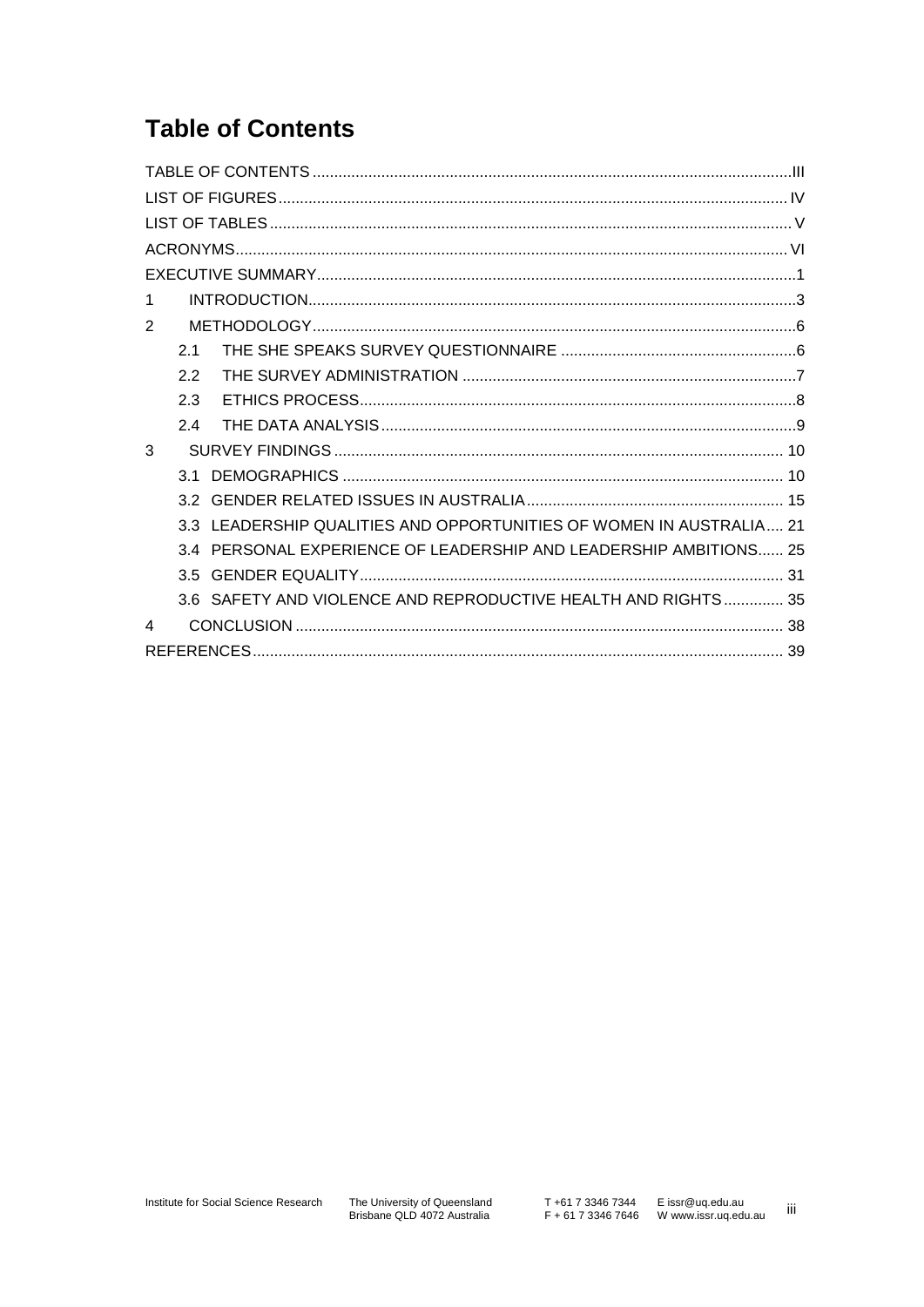# Table of Contents

TABLE OF CONTENTS ..... III
LIST OF FIGURES ..... IV
LIST OF TABLES ..... V
ACRONYMS ..... VI
EXECUTIVE SUMMARY ..... 1
1 INTRODUCTION ..... 3
2 METHODOLOGY ..... 6
  2.1 THE SHE SPEAKS SURVEY QUESTIONNAIRE ..... 6
  2.2 THE SURVEY ADMINISTRATION ..... 7
  2.3 ETHICS PROCESS ..... 8
  2.4 THE DATA ANALYSIS ..... 9
3 SURVEY FINDINGS ..... 10
  3.1 DEMOGRAPHICS ..... 10
  3.2 GENDER RELATED ISSUES IN AUSTRALIA ..... 15
  3.3 LEADERSHIP QUALITIES AND OPPORTUNITIES OF WOMEN IN AUSTRALIA ..... 21
  3.4 PERSONAL EXPERIENCE OF LEADERSHIP AND LEADERSHIP AMBITIONS ..... 25
  3.5 GENDER EQUALITY ..... 31
  3.6 SAFETY AND VIOLENCE AND REPRODUCTIVE HEALTH AND RIGHTS ..... 35
4 CONCLUSION ..... 38
REFERENCES ..... 39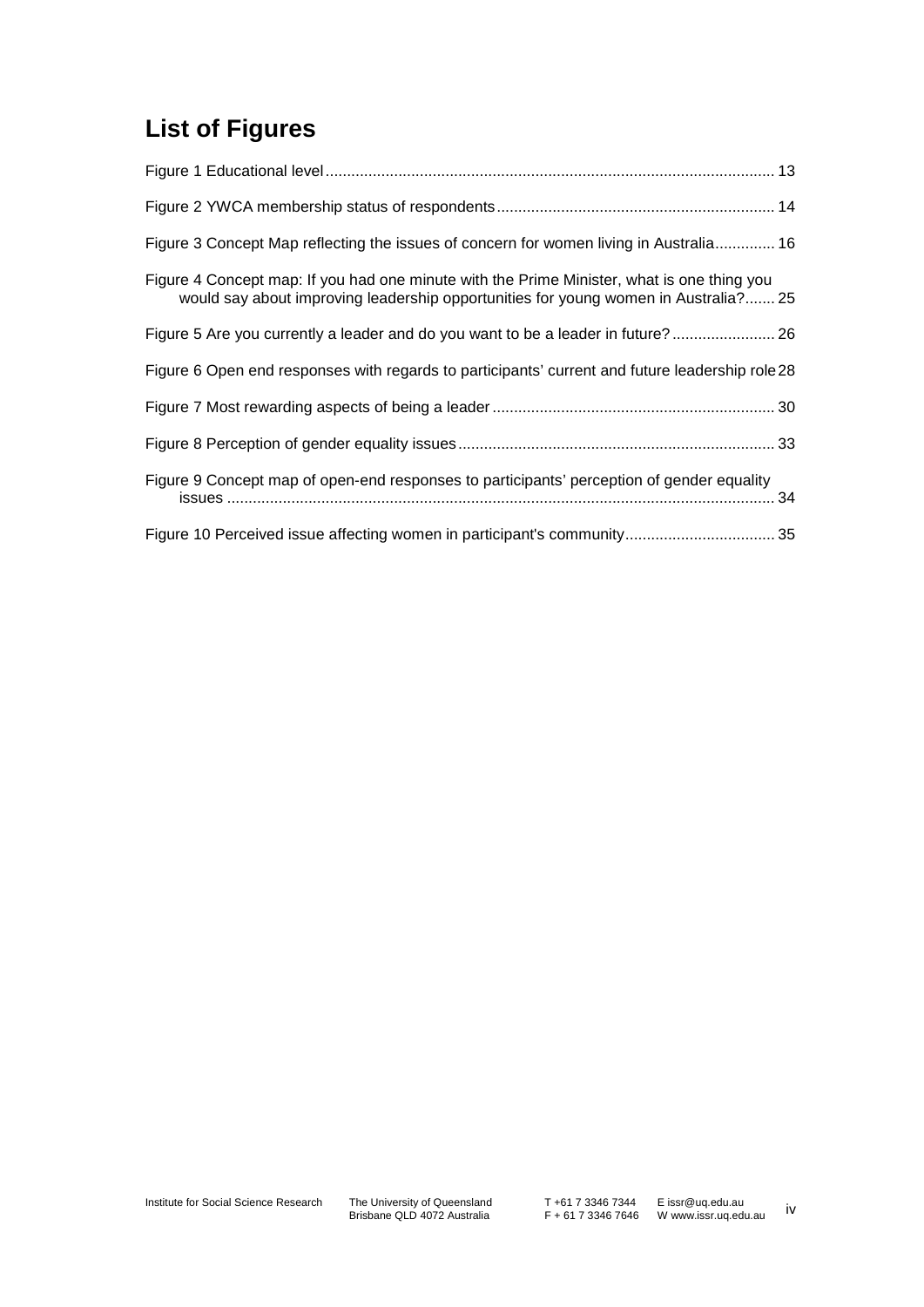# List of Figures

Figure 1 Educational level ........ 13

Figure 2 YWCA membership status of respondents ........ 14

Figure 3 Concept Map reflecting the issues of concern for women living in Australia ........ 16

Figure 4 Concept map: If you had one minute with the Prime Minister, what is one thing you would say about improving leadership opportunities for young women in Australia? ........ 25

Figure 5 Are you currently a leader and do you want to be a leader in future? ........ 26

Figure 6 Open end responses with regards to participants' current and future leadership role 28

Figure 7 Most rewarding aspects of being a leader ........ 30

Figure 8 Perception of gender equality issues ........ 33

Figure 9 Concept map of open-end responses to participants' perception of gender equality issues ........ 34

Figure 10 Perceived issue affecting women in participant's community ........ 35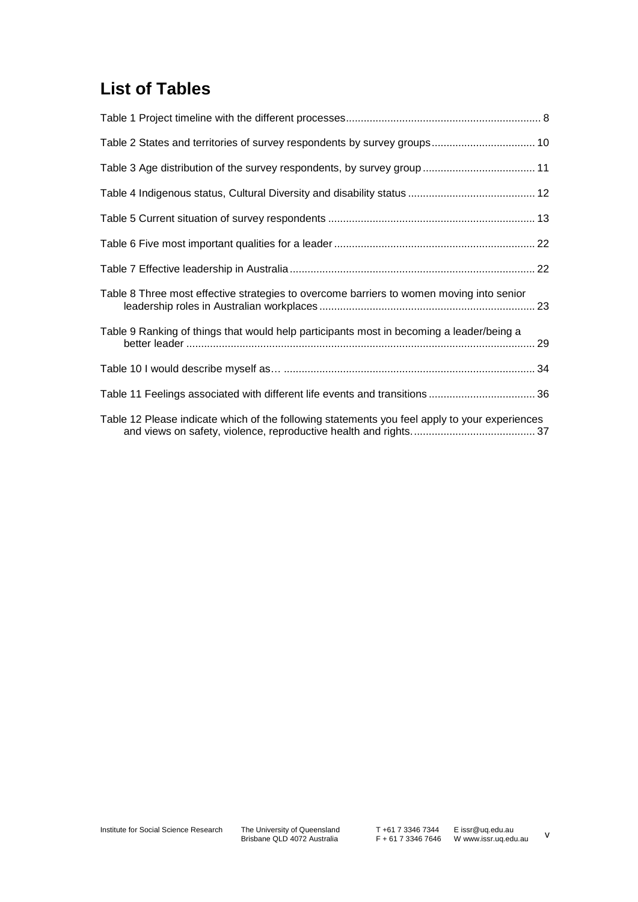# List of Tables

Table 1 Project timeline with the different processes ... 8

Table 2 States and territories of survey respondents by survey groups ... 10

Table 3 Age distribution of the survey respondents, by survey group ... 11

Table 4 Indigenous status, Cultural Diversity and disability status ... 12

Table 5 Current situation of survey respondents ... 13

Table 6 Five most important qualities for a leader ... 22

Table 7 Effective leadership in Australia ... 22

Table 8 Three most effective strategies to overcome barriers to women moving into senior leadership roles in Australian workplaces ... 23

Table 9 Ranking of things that would help participants most in becoming a leader/being a better leader ... 29

Table 10 I would describe myself as… ... 34

Table 11 Feelings associated with different life events and transitions ... 36

Table 12 Please indicate which of the following statements you feel apply to your experiences and views on safety, violence, reproductive health and rights. ... 37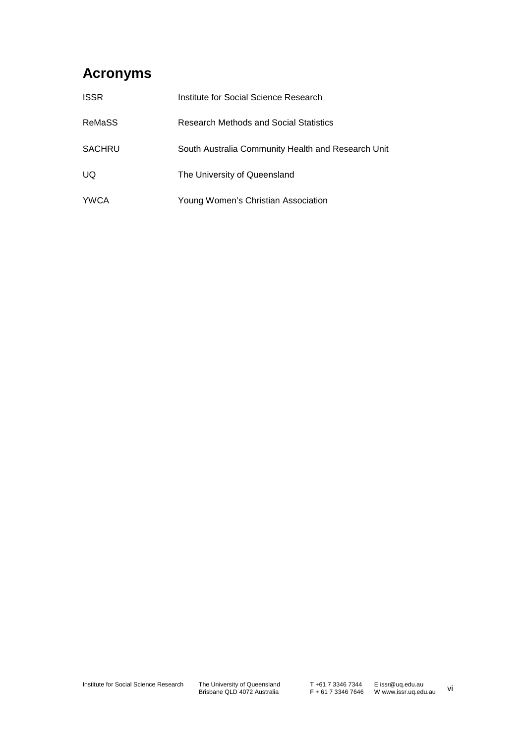# Acronyms

| | |
|---|---|
| ISSR | Institute for Social Science Research |
| ReMaSS | Research Methods and Social Statistics |
| SACHRU | South Australia Community Health and Research Unit |
| UQ | The University of Queensland |
| YWCA | Young Women's Christian Association |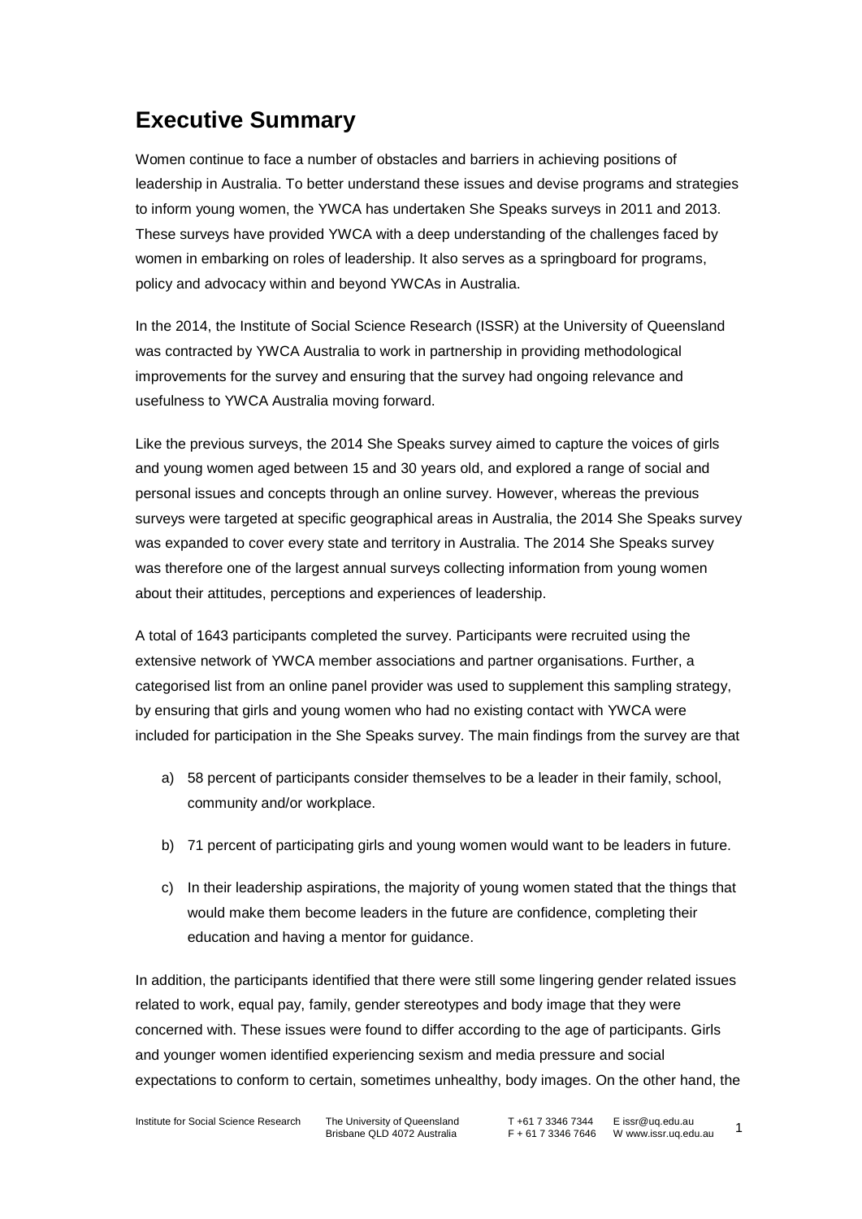## Executive Summary

Women continue to face a number of obstacles and barriers in achieving positions of leadership in Australia. To better understand these issues and devise programs and strategies to inform young women, the YWCA has undertaken She Speaks surveys in 2011 and 2013. These surveys have provided YWCA with a deep understanding of the challenges faced by women in embarking on roles of leadership. It also serves as a springboard for programs, policy and advocacy within and beyond YWCAs in Australia.

In the 2014, the Institute of Social Science Research (ISSR) at the University of Queensland was contracted by YWCA Australia to work in partnership in providing methodological improvements for the survey and ensuring that the survey had ongoing relevance and usefulness to YWCA Australia moving forward.

Like the previous surveys, the 2014 She Speaks survey aimed to capture the voices of girls and young women aged between 15 and 30 years old, and explored a range of social and personal issues and concepts through an online survey. However, whereas the previous surveys were targeted at specific geographical areas in Australia, the 2014 She Speaks survey was expanded to cover every state and territory in Australia. The 2014 She Speaks survey was therefore one of the largest annual surveys collecting information from young women about their attitudes, perceptions and experiences of leadership.

A total of 1643 participants completed the survey. Participants were recruited using the extensive network of YWCA member associations and partner organisations. Further, a categorised list from an online panel provider was used to supplement this sampling strategy, by ensuring that girls and young women who had no existing contact with YWCA were included for participation in the She Speaks survey. The main findings from the survey are that

a) 58 percent of participants consider themselves to be a leader in their family, school, community and/or workplace.

b) 71 percent of participating girls and young women would want to be leaders in future.

c) In their leadership aspirations, the majority of young women stated that the things that would make them become leaders in the future are confidence, completing their education and having a mentor for guidance.

In addition, the participants identified that there were still some lingering gender related issues related to work, equal pay, family, gender stereotypes and body image that they were concerned with. These issues were found to differ according to the age of participants. Girls and younger women identified experiencing sexism and media pressure and social expectations to conform to certain, sometimes unhealthy, body images. On the other hand, the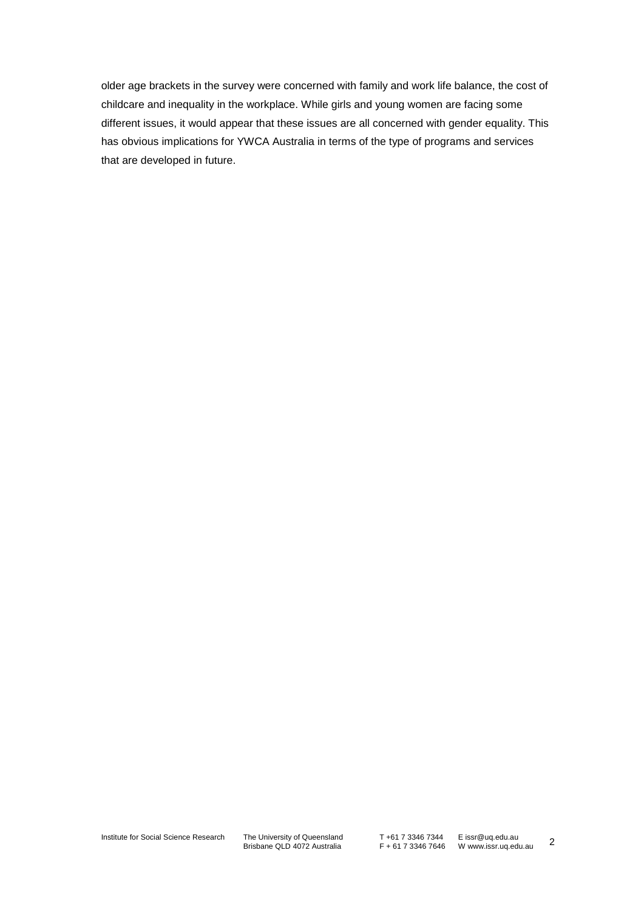older age brackets in the survey were concerned with family and work life balance, the cost of childcare and inequality in the workplace. While girls and young women are facing some different issues, it would appear that these issues are all concerned with gender equality. This has obvious implications for YWCA Australia in terms of the type of programs and services that are developed in future.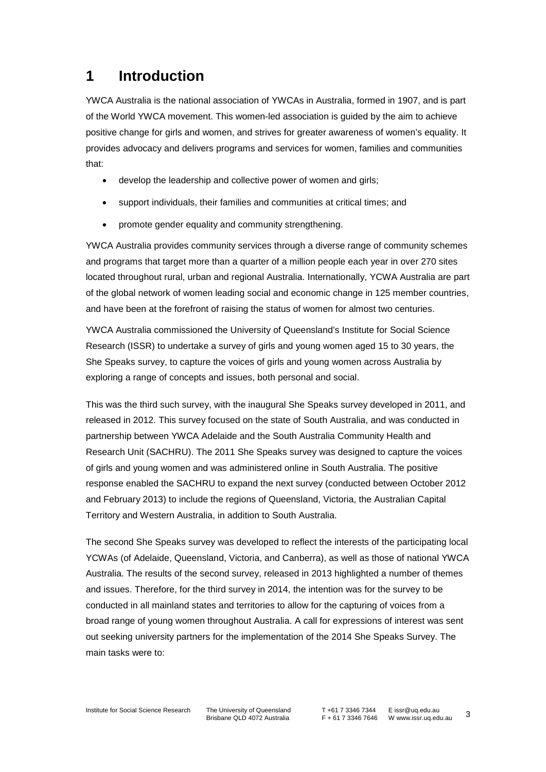# 1 Introduction

YWCA Australia is the national association of YWCAs in Australia, formed in 1907, and is part of the World YWCA movement. This women-led association is guided by the aim to achieve positive change for girls and women, and strives for greater awareness of women's equality. It provides advocacy and delivers programs and services for women, families and communities that:

- develop the leadership and collective power of women and girls;
- support individuals, their families and communities at critical times; and
- promote gender equality and community strengthening.

YWCA Australia provides community services through a diverse range of community schemes and programs that target more than a quarter of a million people each year in over 270 sites located throughout rural, urban and regional Australia. Internationally, YCWA Australia are part of the global network of women leading social and economic change in 125 member countries, and have been at the forefront of raising the status of women for almost two centuries.

YWCA Australia commissioned the University of Queensland's Institute for Social Science Research (ISSR) to undertake a survey of girls and young women aged 15 to 30 years, the She Speaks survey, to capture the voices of girls and young women across Australia by exploring a range of concepts and issues, both personal and social.

This was the third such survey, with the inaugural She Speaks survey developed in 2011, and released in 2012. This survey focused on the state of South Australia, and was conducted in partnership between YWCA Adelaide and the South Australia Community Health and Research Unit (SACHRU). The 2011 She Speaks survey was designed to capture the voices of girls and young women and was administered online in South Australia. The positive response enabled the SACHRU to expand the next survey (conducted between October 2012 and February 2013) to include the regions of Queensland, Victoria, the Australian Capital Territory and Western Australia, in addition to South Australia.

The second She Speaks survey was developed to reflect the interests of the participating local YCWAs (of Adelaide, Queensland, Victoria, and Canberra), as well as those of national YWCA Australia. The results of the second survey, released in 2013 highlighted a number of themes and issues. Therefore, for the third survey in 2014, the intention was for the survey to be conducted in all mainland states and territories to allow for the capturing of voices from a broad range of young women throughout Australia. A call for expressions of interest was sent out seeking university partners for the implementation of the 2014 She Speaks Survey. The main tasks were to: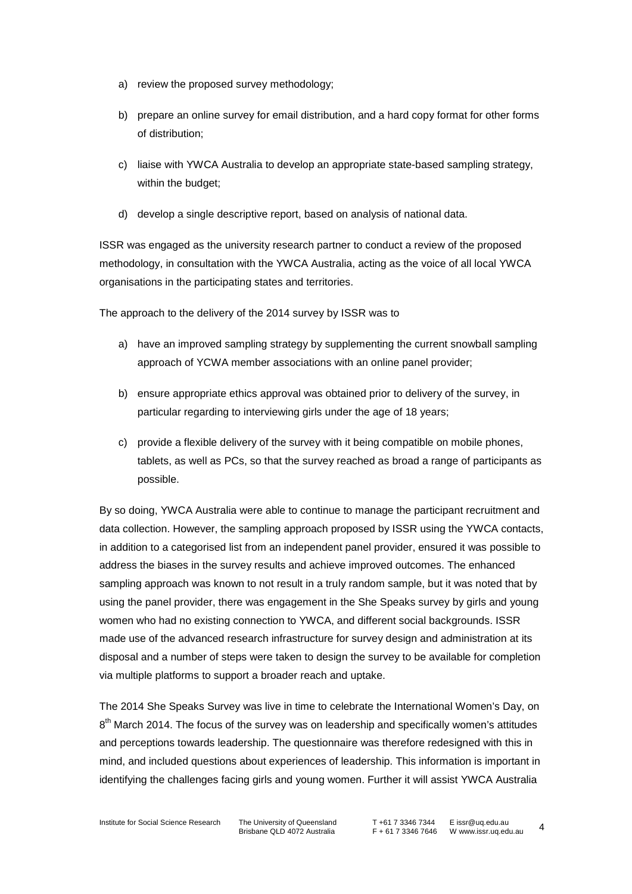a) review the proposed survey methodology;

b) prepare an online survey for email distribution, and a hard copy format for other forms of distribution;

c) liaise with YWCA Australia to develop an appropriate state-based sampling strategy, within the budget;

d) develop a single descriptive report, based on analysis of national data.

ISSR was engaged as the university research partner to conduct a review of the proposed methodology, in consultation with the YWCA Australia, acting as the voice of all local YWCA organisations in the participating states and territories.

The approach to the delivery of the 2014 survey by ISSR was to

a) have an improved sampling strategy by supplementing the current snowball sampling approach of YCWA member associations with an online panel provider;

b) ensure appropriate ethics approval was obtained prior to delivery of the survey, in particular regarding to interviewing girls under the age of 18 years;

c) provide a flexible delivery of the survey with it being compatible on mobile phones, tablets, as well as PCs, so that the survey reached as broad a range of participants as possible.

By so doing, YWCA Australia were able to continue to manage the participant recruitment and data collection. However, the sampling approach proposed by ISSR using the YWCA contacts, in addition to a categorised list from an independent panel provider, ensured it was possible to address the biases in the survey results and achieve improved outcomes. The enhanced sampling approach was known to not result in a truly random sample, but it was noted that by using the panel provider, there was engagement in the She Speaks survey by girls and young women who had no existing connection to YWCA, and different social backgrounds. ISSR made use of the advanced research infrastructure for survey design and administration at its disposal and a number of steps were taken to design the survey to be available for completion via multiple platforms to support a broader reach and uptake.

The 2014 She Speaks Survey was live in time to celebrate the International Women's Day, on 8th March 2014. The focus of the survey was on leadership and specifically women's attitudes and perceptions towards leadership. The questionnaire was therefore redesigned with this in mind, and included questions about experiences of leadership. This information is important in identifying the challenges facing girls and young women. Further it will assist YWCA Australia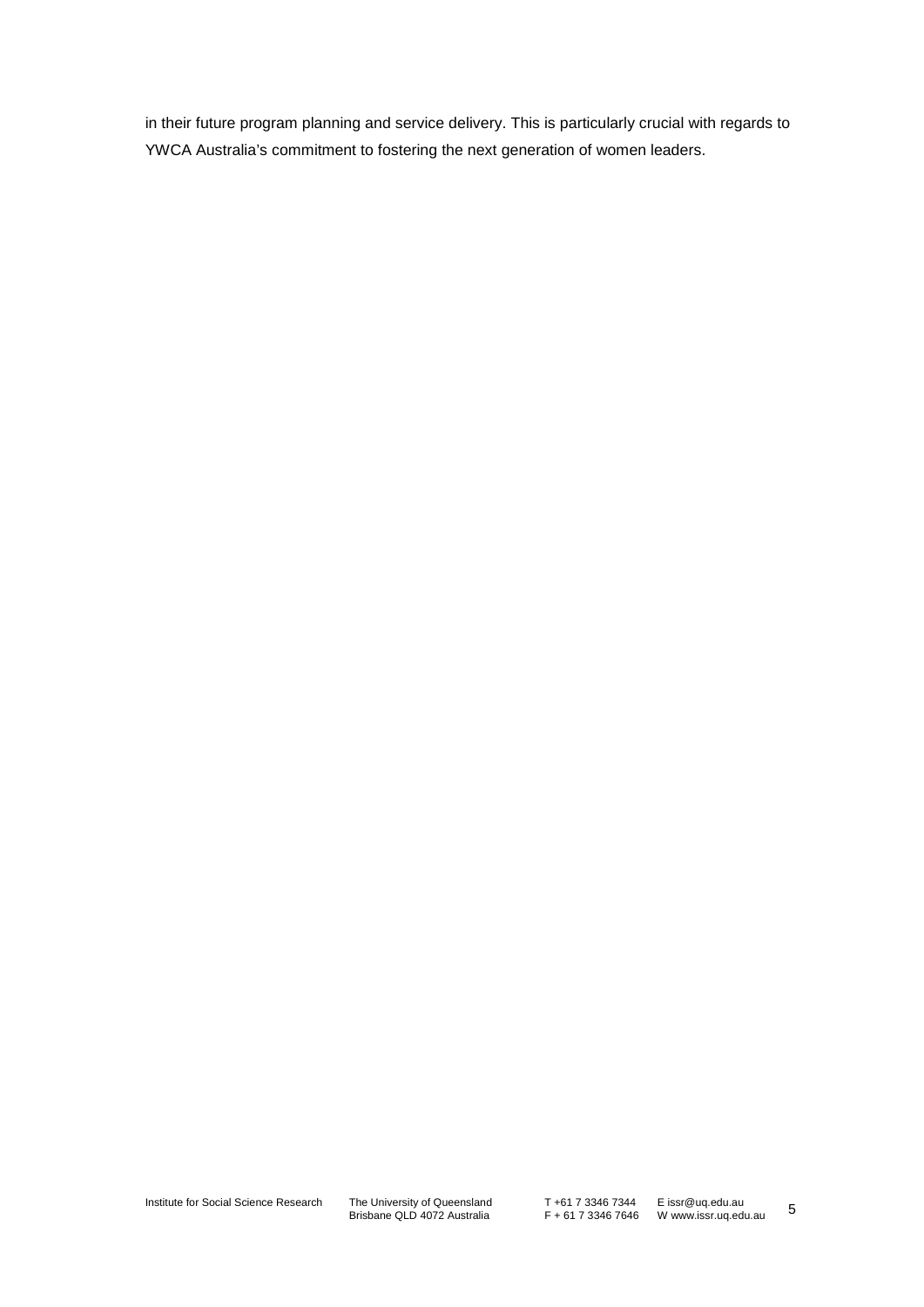in their future program planning and service delivery. This is particularly crucial with regards to YWCA Australia's commitment to fostering the next generation of women leaders.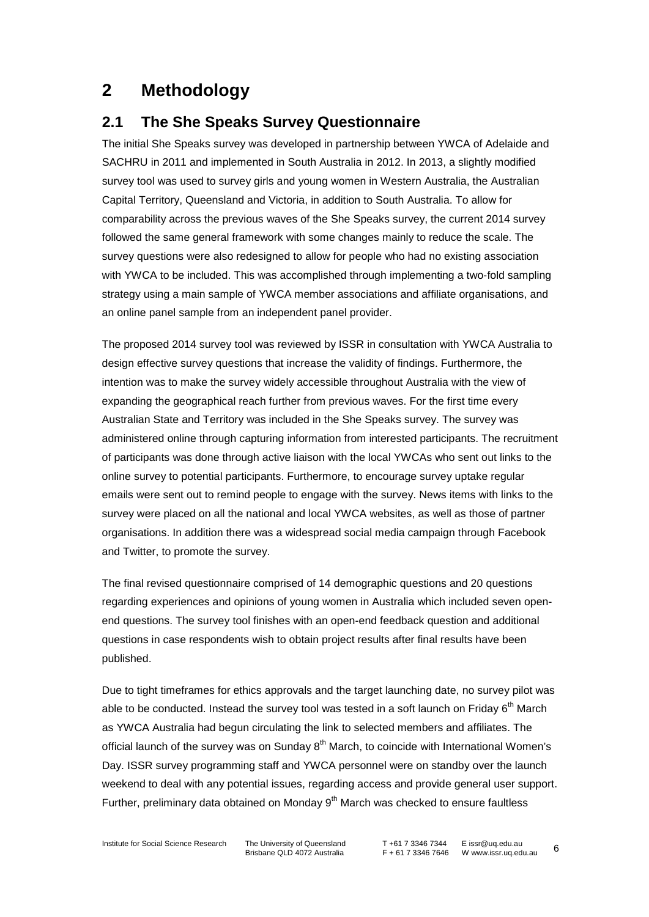# 2 Methodology

## 2.1 The She Speaks Survey Questionnaire

The initial She Speaks survey was developed in partnership between YWCA of Adelaide and SACHRU in 2011 and implemented in South Australia in 2012. In 2013, a slightly modified survey tool was used to survey girls and young women in Western Australia, the Australian Capital Territory, Queensland and Victoria, in addition to South Australia. To allow for comparability across the previous waves of the She Speaks survey, the current 2014 survey followed the same general framework with some changes mainly to reduce the scale. The survey questions were also redesigned to allow for people who had no existing association with YWCA to be included. This was accomplished through implementing a two-fold sampling strategy using a main sample of YWCA member associations and affiliate organisations, and an online panel sample from an independent panel provider.

The proposed 2014 survey tool was reviewed by ISSR in consultation with YWCA Australia to design effective survey questions that increase the validity of findings. Furthermore, the intention was to make the survey widely accessible throughout Australia with the view of expanding the geographical reach further from previous waves. For the first time every Australian State and Territory was included in the She Speaks survey. The survey was administered online through capturing information from interested participants. The recruitment of participants was done through active liaison with the local YWCAs who sent out links to the online survey to potential participants. Furthermore, to encourage survey uptake regular emails were sent out to remind people to engage with the survey. News items with links to the survey were placed on all the national and local YWCA websites, as well as those of partner organisations. In addition there was a widespread social media campaign through Facebook and Twitter, to promote the survey.

The final revised questionnaire comprised of 14 demographic questions and 20 questions regarding experiences and opinions of young women in Australia which included seven open-end questions. The survey tool finishes with an open-end feedback question and additional questions in case respondents wish to obtain project results after final results have been published.

Due to tight timeframes for ethics approvals and the target launching date, no survey pilot was able to be conducted. Instead the survey tool was tested in a soft launch on Friday 6th March as YWCA Australia had begun circulating the link to selected members and affiliates. The official launch of the survey was on Sunday 8th March, to coincide with International Women's Day. ISSR survey programming staff and YWCA personnel were on standby over the launch weekend to deal with any potential issues, regarding access and provide general user support. Further, preliminary data obtained on Monday 9th March was checked to ensure faultless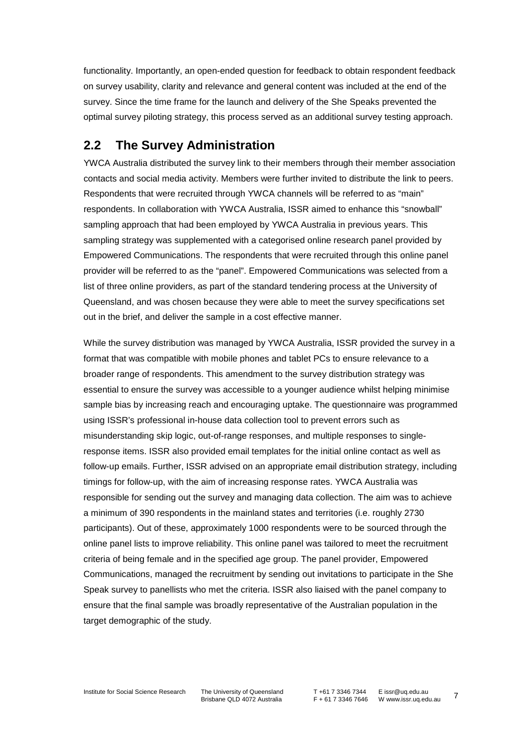functionality. Importantly, an open-ended question for feedback to obtain respondent feedback on survey usability, clarity and relevance and general content was included at the end of the survey. Since the time frame for the launch and delivery of the She Speaks prevented the optimal survey piloting strategy, this process served as an additional survey testing approach.

## 2.2 The Survey Administration

YWCA Australia distributed the survey link to their members through their member association contacts and social media activity. Members were further invited to distribute the link to peers. Respondents that were recruited through YWCA channels will be referred to as "main" respondents. In collaboration with YWCA Australia, ISSR aimed to enhance this "snowball" sampling approach that had been employed by YWCA Australia in previous years. This sampling strategy was supplemented with a categorised online research panel provided by Empowered Communications. The respondents that were recruited through this online panel provider will be referred to as the "panel". Empowered Communications was selected from a list of three online providers, as part of the standard tendering process at the University of Queensland, and was chosen because they were able to meet the survey specifications set out in the brief, and deliver the sample in a cost effective manner.

While the survey distribution was managed by YWCA Australia, ISSR provided the survey in a format that was compatible with mobile phones and tablet PCs to ensure relevance to a broader range of respondents. This amendment to the survey distribution strategy was essential to ensure the survey was accessible to a younger audience whilst helping minimise sample bias by increasing reach and encouraging uptake. The questionnaire was programmed using ISSR's professional in-house data collection tool to prevent errors such as misunderstanding skip logic, out-of-range responses, and multiple responses to single-response items. ISSR also provided email templates for the initial online contact as well as follow-up emails. Further, ISSR advised on an appropriate email distribution strategy, including timings for follow-up, with the aim of increasing response rates. YWCA Australia was responsible for sending out the survey and managing data collection. The aim was to achieve a minimum of 390 respondents in the mainland states and territories (i.e. roughly 2730 participants). Out of these, approximately 1000 respondents were to be sourced through the online panel lists to improve reliability. This online panel was tailored to meet the recruitment criteria of being female and in the specified age group. The panel provider, Empowered Communications, managed the recruitment by sending out invitations to participate in the She Speak survey to panellists who met the criteria. ISSR also liaised with the panel company to ensure that the final sample was broadly representative of the Australian population in the target demographic of the study.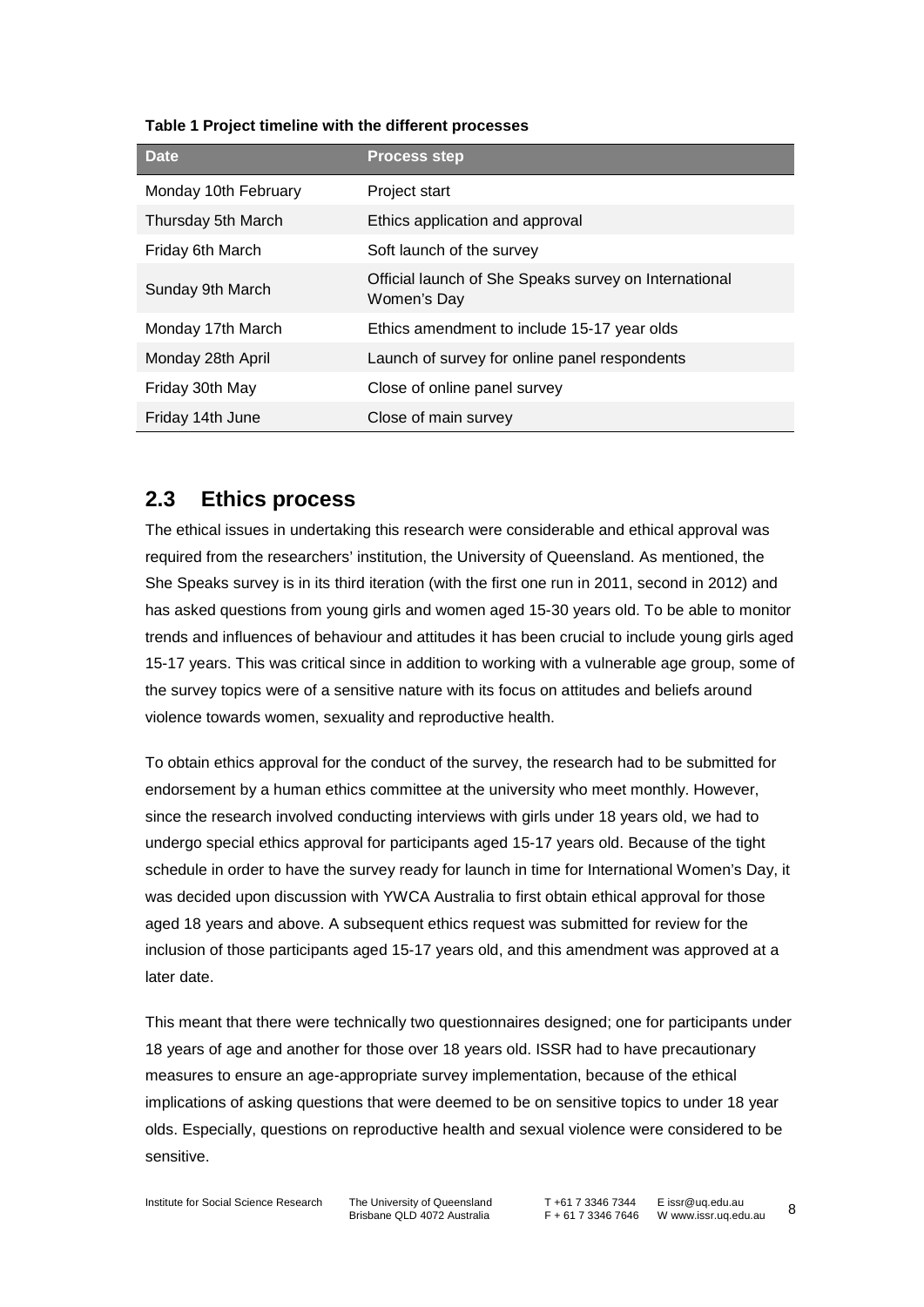**Table 1 Project timeline with the different processes**

| Date | Process step |
| --- | --- |
| Monday 10th February | Project start |
| Thursday 5th March | Ethics application and approval |
| Friday 6th March | Soft launch of the survey |
| Sunday 9th March | Official launch of She Speaks survey on International Women's Day |
| Monday 17th March | Ethics amendment to include 15-17 year olds |
| Monday 28th April | Launch of survey for online panel respondents |
| Friday 30th May | Close of online panel survey |
| Friday 14th June | Close of main survey |

## 2.3 Ethics process

The ethical issues in undertaking this research were considerable and ethical approval was required from the researchers' institution, the University of Queensland. As mentioned, the She Speaks survey is in its third iteration (with the first one run in 2011, second in 2012) and has asked questions from young girls and women aged 15-30 years old. To be able to monitor trends and influences of behaviour and attitudes it has been crucial to include young girls aged 15-17 years. This was critical since in addition to working with a vulnerable age group, some of the survey topics were of a sensitive nature with its focus on attitudes and beliefs around violence towards women, sexuality and reproductive health.

To obtain ethics approval for the conduct of the survey, the research had to be submitted for endorsement by a human ethics committee at the university who meet monthly. However, since the research involved conducting interviews with girls under 18 years old, we had to undergo special ethics approval for participants aged 15-17 years old. Because of the tight schedule in order to have the survey ready for launch in time for International Women's Day, it was decided upon discussion with YWCA Australia to first obtain ethical approval for those aged 18 years and above. A subsequent ethics request was submitted for review for the inclusion of those participants aged 15-17 years old, and this amendment was approved at a later date.

This meant that there were technically two questionnaires designed; one for participants under 18 years of age and another for those over 18 years old. ISSR had to have precautionary measures to ensure an age-appropriate survey implementation, because of the ethical implications of asking questions that were deemed to be on sensitive topics to under 18 year olds. Especially, questions on reproductive health and sexual violence were considered to be sensitive.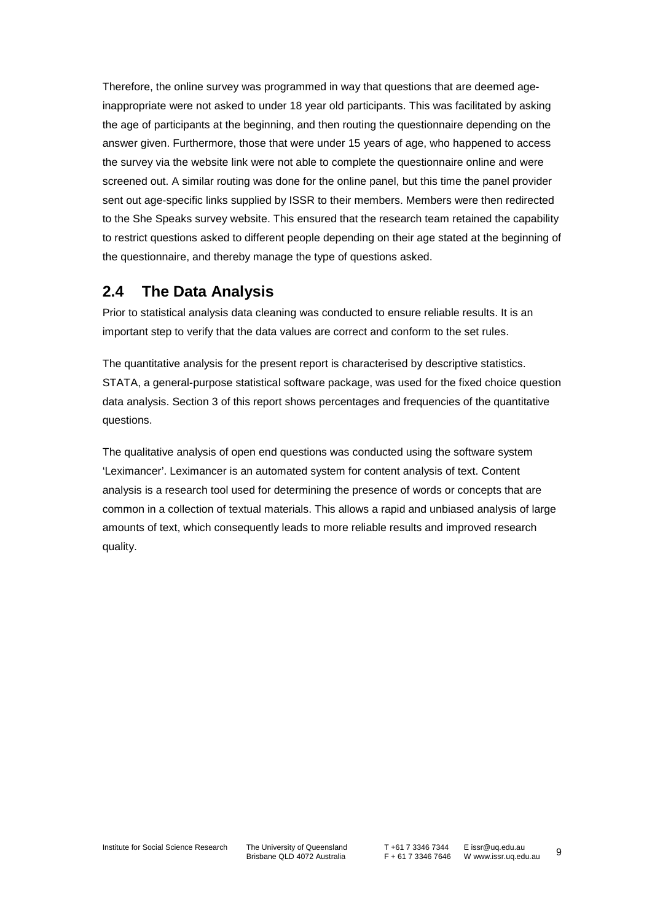Therefore, the online survey was programmed in way that questions that are deemed age-inappropriate were not asked to under 18 year old participants. This was facilitated by asking the age of participants at the beginning, and then routing the questionnaire depending on the answer given. Furthermore, those that were under 15 years of age, who happened to access the survey via the website link were not able to complete the questionnaire online and were screened out. A similar routing was done for the online panel, but this time the panel provider sent out age-specific links supplied by ISSR to their members. Members were then redirected to the She Speaks survey website. This ensured that the research team retained the capability to restrict questions asked to different people depending on their age stated at the beginning of the questionnaire, and thereby manage the type of questions asked.

## 2.4 The Data Analysis

Prior to statistical analysis data cleaning was conducted to ensure reliable results. It is an important step to verify that the data values are correct and conform to the set rules.

The quantitative analysis for the present report is characterised by descriptive statistics. STATA, a general-purpose statistical software package, was used for the fixed choice question data analysis. Section 3 of this report shows percentages and frequencies of the quantitative questions.

The qualitative analysis of open end questions was conducted using the software system 'Leximancer'. Leximancer is an automated system for content analysis of text. Content analysis is a research tool used for determining the presence of words or concepts that are common in a collection of textual materials. This allows a rapid and unbiased analysis of large amounts of text, which consequently leads to more reliable results and improved research quality.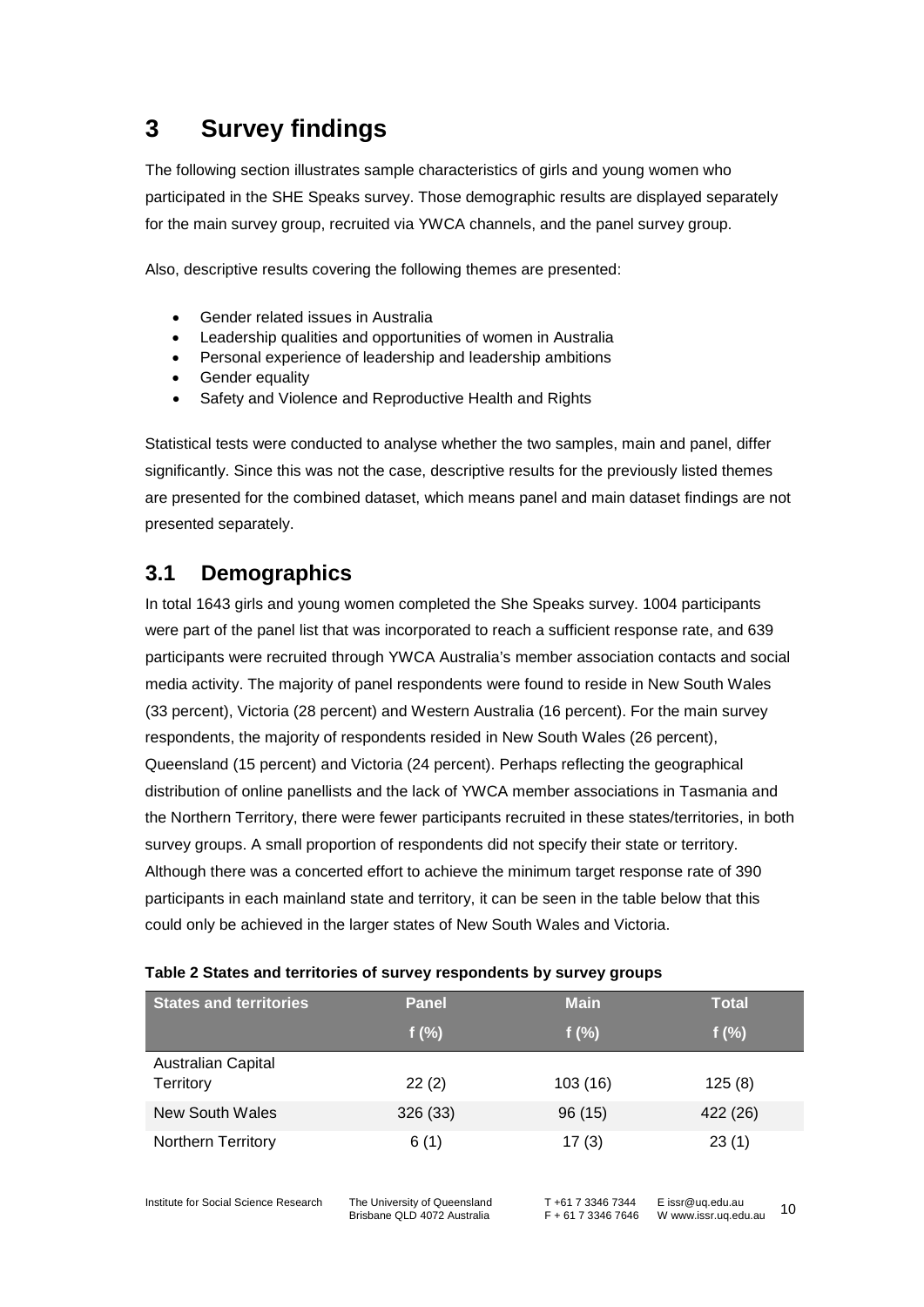# 3 Survey findings

The following section illustrates sample characteristics of girls and young women who participated in the SHE Speaks survey. Those demographic results are displayed separately for the main survey group, recruited via YWCA channels, and the panel survey group.

Also, descriptive results covering the following themes are presented:

- Gender related issues in Australia
- Leadership qualities and opportunities of women in Australia
- Personal experience of leadership and leadership ambitions
- Gender equality
- Safety and Violence and Reproductive Health and Rights

Statistical tests were conducted to analyse whether the two samples, main and panel, differ significantly. Since this was not the case, descriptive results for the previously listed themes are presented for the combined dataset, which means panel and main dataset findings are not presented separately.

## 3.1 Demographics

In total 1643 girls and young women completed the She Speaks survey. 1004 participants were part of the panel list that was incorporated to reach a sufficient response rate, and 639 participants were recruited through YWCA Australia's member association contacts and social media activity. The majority of panel respondents were found to reside in New South Wales (33 percent), Victoria (28 percent) and Western Australia (16 percent). For the main survey respondents, the majority of respondents resided in New South Wales (26 percent), Queensland (15 percent) and Victoria (24 percent). Perhaps reflecting the geographical distribution of online panellists and the lack of YWCA member associations in Tasmania and the Northern Territory, there were fewer participants recruited in these states/territories, in both survey groups. A small proportion of respondents did not specify their state or territory. Although there was a concerted effort to achieve the minimum target response rate of 390 participants in each mainland state and territory, it can be seen in the table below that this could only be achieved in the larger states of New South Wales and Victoria.

**Table 2 States and territories of survey respondents by survey groups**

| States and territories | Panel | Main | Total |
|---|---|---|---|
| | f (%) | f (%) | f (%) |
| Australian Capital Territory | 22 (2) | 103 (16) | 125 (8) |
| New South Wales | 326 (33) | 96 (15) | 422 (26) |
| Northern Territory | 6 (1) | 17 (3) | 23 (1) |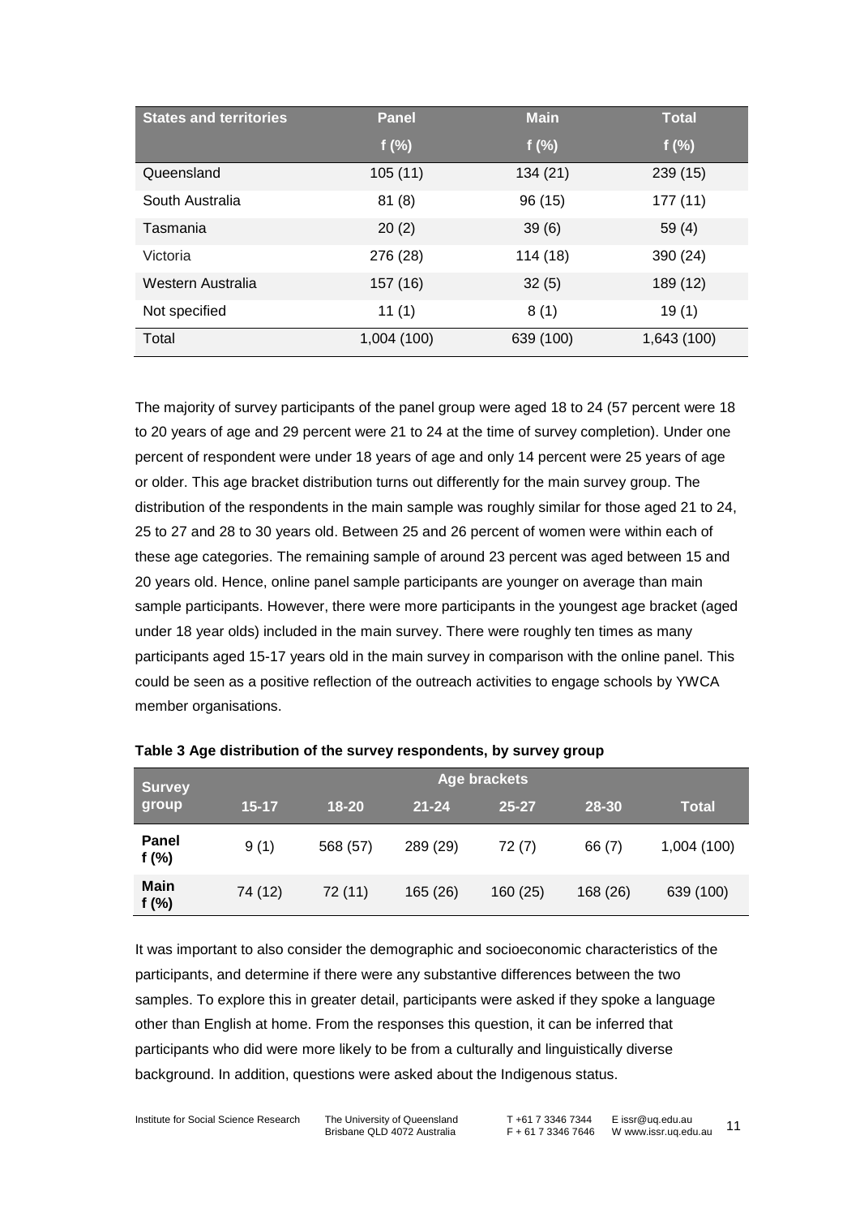| States and territories | Panel | Main | Total |
|---|---|---|---|
| | f (%) | f (%) | f (%) |
| Queensland | 105 (11) | 134 (21) | 239 (15) |
| South Australia | 81 (8) | 96 (15) | 177 (11) |
| Tasmania | 20 (2) | 39 (6) | 59 (4) |
| Victoria | 276 (28) | 114 (18) | 390 (24) |
| Western Australia | 157 (16) | 32 (5) | 189 (12) |
| Not specified | 11 (1) | 8 (1) | 19 (1) |
| Total | 1,004 (100) | 639 (100) | 1,643 (100) |

The majority of survey participants of the panel group were aged 18 to 24 (57 percent were 18 to 20 years of age and 29 percent were 21 to 24 at the time of survey completion). Under one percent of respondent were under 18 years of age and only 14 percent were 25 years of age or older. This age bracket distribution turns out differently for the main survey group. The distribution of the respondents in the main sample was roughly similar for those aged 21 to 24, 25 to 27 and 28 to 30 years old. Between 25 and 26 percent of women were within each of these age categories. The remaining sample of around 23 percent was aged between 15 and 20 years old. Hence, online panel sample participants are younger on average than main sample participants. However, there were more participants in the youngest age bracket (aged under 18 year olds) included in the main survey. There were roughly ten times as many participants aged 15-17 years old in the main survey in comparison with the online panel. This could be seen as a positive reflection of the outreach activities to engage schools by YWCA member organisations.

**Table 3 Age distribution of the survey respondents, by survey group**

| Survey group | Age brackets | | | | | |
|---|---|---|---|---|---|---|
| | 15-17 | 18-20 | 21-24 | 25-27 | 28-30 | Total |
| **Panel f (%)** | 9 (1) | 568 (57) | 289 (29) | 72 (7) | 66 (7) | 1,004 (100) |
| **Main f (%)** | 74 (12) | 72 (11) | 165 (26) | 160 (25) | 168 (26) | 639 (100) |

It was important to also consider the demographic and socioeconomic characteristics of the participants, and determine if there were any substantive differences between the two samples. To explore this in greater detail, participants were asked if they spoke a language other than English at home. From the responses this question, it can be inferred that participants who did were more likely to be from a culturally and linguistically diverse background. In addition, questions were asked about the Indigenous status.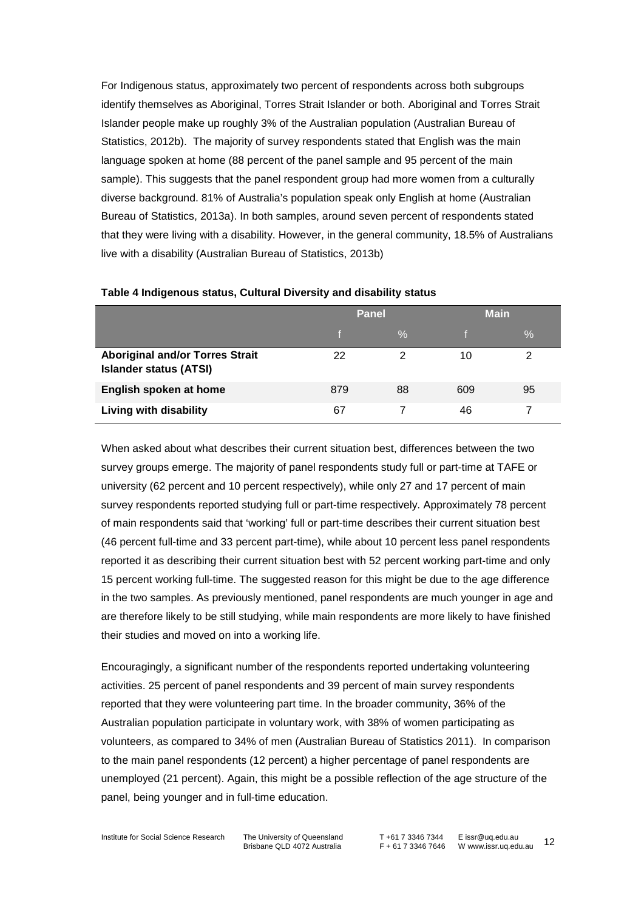For Indigenous status, approximately two percent of respondents across both subgroups identify themselves as Aboriginal, Torres Strait Islander or both. Aboriginal and Torres Strait Islander people make up roughly 3% of the Australian population (Australian Bureau of Statistics, 2012b). The majority of survey respondents stated that English was the main language spoken at home (88 percent of the panel sample and 95 percent of the main sample). This suggests that the panel respondent group had more women from a culturally diverse background. 81% of Australia's population speak only English at home (Australian Bureau of Statistics, 2013a). In both samples, around seven percent of respondents stated that they were living with a disability. However, in the general community, 18.5% of Australians live with a disability (Australian Bureau of Statistics, 2013b)

**Table 4 Indigenous status, Cultural Diversity and disability status**

| | Panel | | Main | |
|---|---|---|---|---|
| | f | % | f | % |
| **Aboriginal and/or Torres Strait Islander status (ATSI)** | 22 | 2 | 10 | 2 |
| **English spoken at home** | 879 | 88 | 609 | 95 |
| **Living with disability** | 67 | 7 | 46 | 7 |

When asked about what describes their current situation best, differences between the two survey groups emerge. The majority of panel respondents study full or part-time at TAFE or university (62 percent and 10 percent respectively), while only 27 and 17 percent of main survey respondents reported studying full or part-time respectively. Approximately 78 percent of main respondents said that 'working' full or part-time describes their current situation best (46 percent full-time and 33 percent part-time), while about 10 percent less panel respondents reported it as describing their current situation best with 52 percent working part-time and only 15 percent working full-time. The suggested reason for this might be due to the age difference in the two samples. As previously mentioned, panel respondents are much younger in age and are therefore likely to be still studying, while main respondents are more likely to have finished their studies and moved on into a working life.

Encouragingly, a significant number of the respondents reported undertaking volunteering activities. 25 percent of panel respondents and 39 percent of main survey respondents reported that they were volunteering part time. In the broader community, 36% of the Australian population participate in voluntary work, with 38% of women participating as volunteers, as compared to 34% of men (Australian Bureau of Statistics 2011). In comparison to the main panel respondents (12 percent) a higher percentage of panel respondents are unemployed (21 percent). Again, this might be a possible reflection of the age structure of the panel, being younger and in full-time education.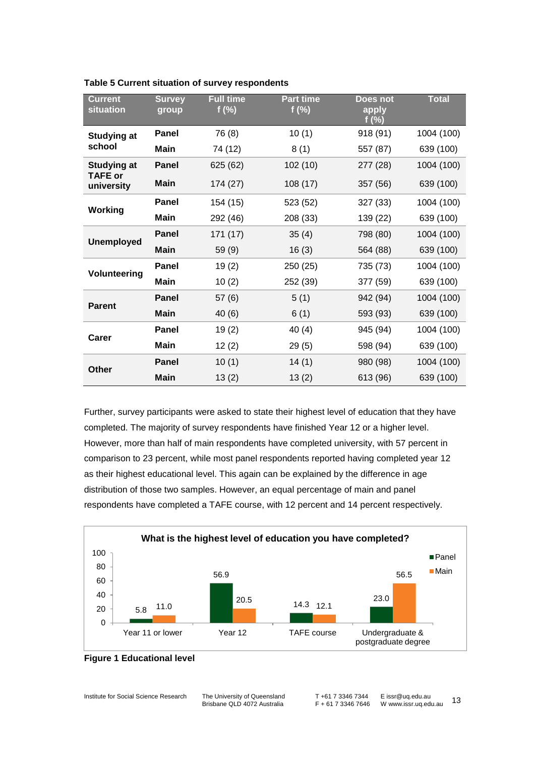**Table 5 Current situation of survey respondents**

| Current situation | Survey group | Full time f (%) | Part time f (%) | Does not apply f (%) | Total |
|---|---|---|---|---|---|
| **Studying at school** | **Panel** | 76 (8) | 10 (1) | 918 (91) | 1004 (100) |
| | **Main** | 74 (12) | 8 (1) | 557 (87) | 639 (100) |
| **Studying at TAFE or university** | **Panel** | 625 (62) | 102 (10) | 277 (28) | 1004 (100) |
| | **Main** | 174 (27) | 108 (17) | 357 (56) | 639 (100) |
| **Working** | **Panel** | 154 (15) | 523 (52) | 327 (33) | 1004 (100) |
| | **Main** | 292 (46) | 208 (33) | 139 (22) | 639 (100) |
| **Unemployed** | **Panel** | 171 (17) | 35 (4) | 798 (80) | 1004 (100) |
| | **Main** | 59 (9) | 16 (3) | 564 (88) | 639 (100) |
| **Volunteering** | **Panel** | 19 (2) | 250 (25) | 735 (73) | 1004 (100) |
| | **Main** | 10 (2) | 252 (39) | 377 (59) | 639 (100) |
| **Parent** | **Panel** | 57 (6) | 5 (1) | 942 (94) | 1004 (100) |
| | **Main** | 40 (6) | 6 (1) | 593 (93) | 639 (100) |
| **Carer** | **Panel** | 19 (2) | 40 (4) | 945 (94) | 1004 (100) |
| | **Main** | 12 (2) | 29 (5) | 598 (94) | 639 (100) |
| **Other** | **Panel** | 10 (1) | 14 (1) | 980 (98) | 1004 (100) |
| | **Main** | 13 (2) | 13 (2) | 613 (96) | 639 (100) |

Further, survey participants were asked to state their highest level of education that they have completed. The majority of survey respondents have finished Year 12 or a higher level. However, more than half of main respondents have completed university, with 57 percent in comparison to 23 percent, while most panel respondents reported having completed year 12 as their highest educational level. This again can be explained by the difference in age distribution of those two samples. However, an equal percentage of main and panel respondents have completed a TAFE course, with 12 percent and 14 percent respectively.

**What is the highest level of education you have completed?**

| | Panel | Main |
|---|---|---|
| Year 11 or lower | 5.8 | 11.0 |
| Year 12 | 56.9 | 20.5 |
| TAFE course | 14.3 | 12.1 |
| Undergraduate & postgraduate degree | 23.0 | 56.5 |

**Figure 1 Educational level**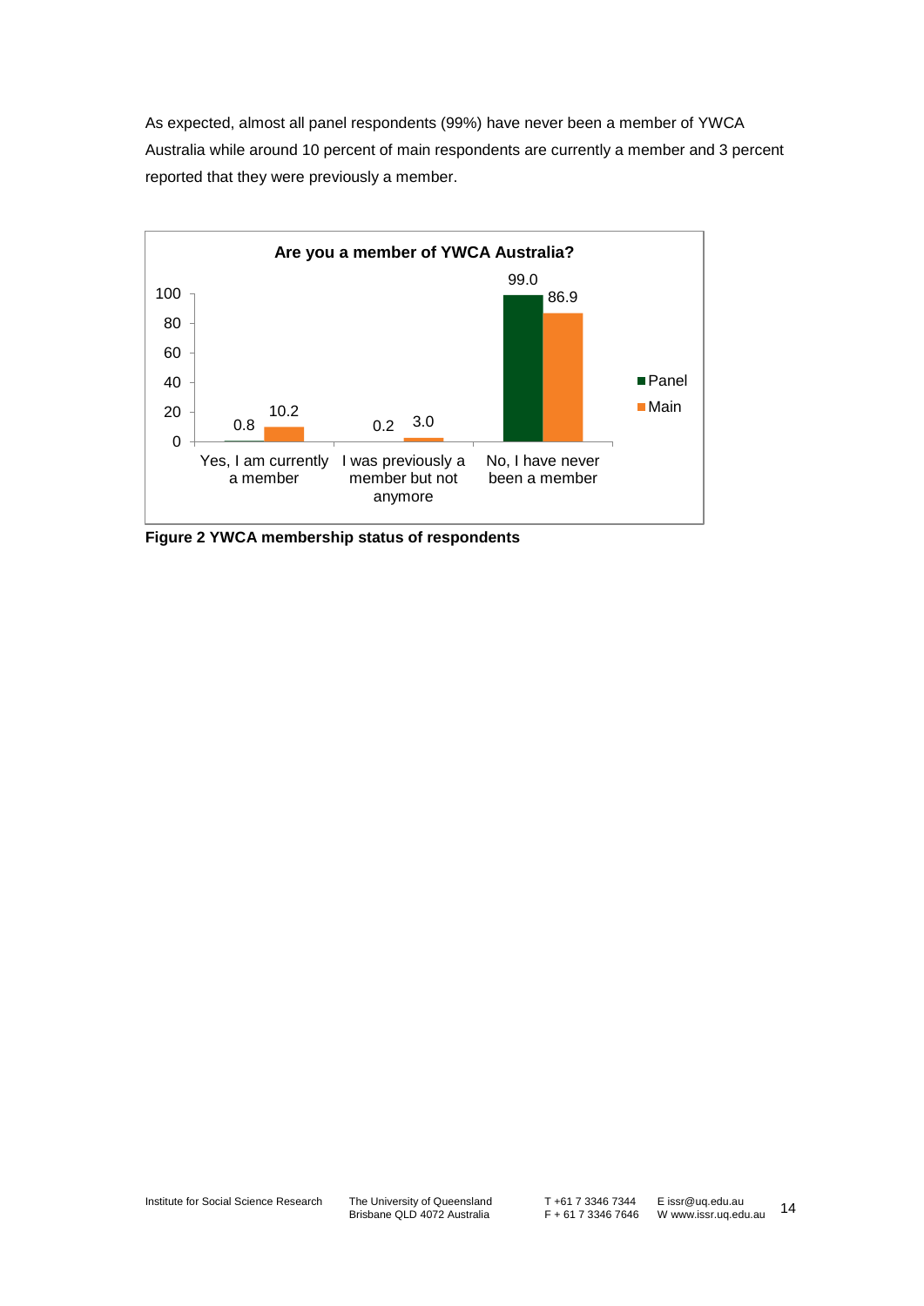As expected, almost all panel respondents (99%) have never been a member of YWCA Australia while around 10 percent of main respondents are currently a member and 3 percent reported that they were previously a member.

**Are you a member of YWCA Australia?**

| | Panel | Main |
|---|---|---|
| Yes, I am currently a member | 0.8 | 10.2 |
| I was previously a member but not anymore | 0.2 | 3.0 |
| No, I have never been a member | 99.0 | 86.9 |

**Figure 2 YWCA membership status of respondents**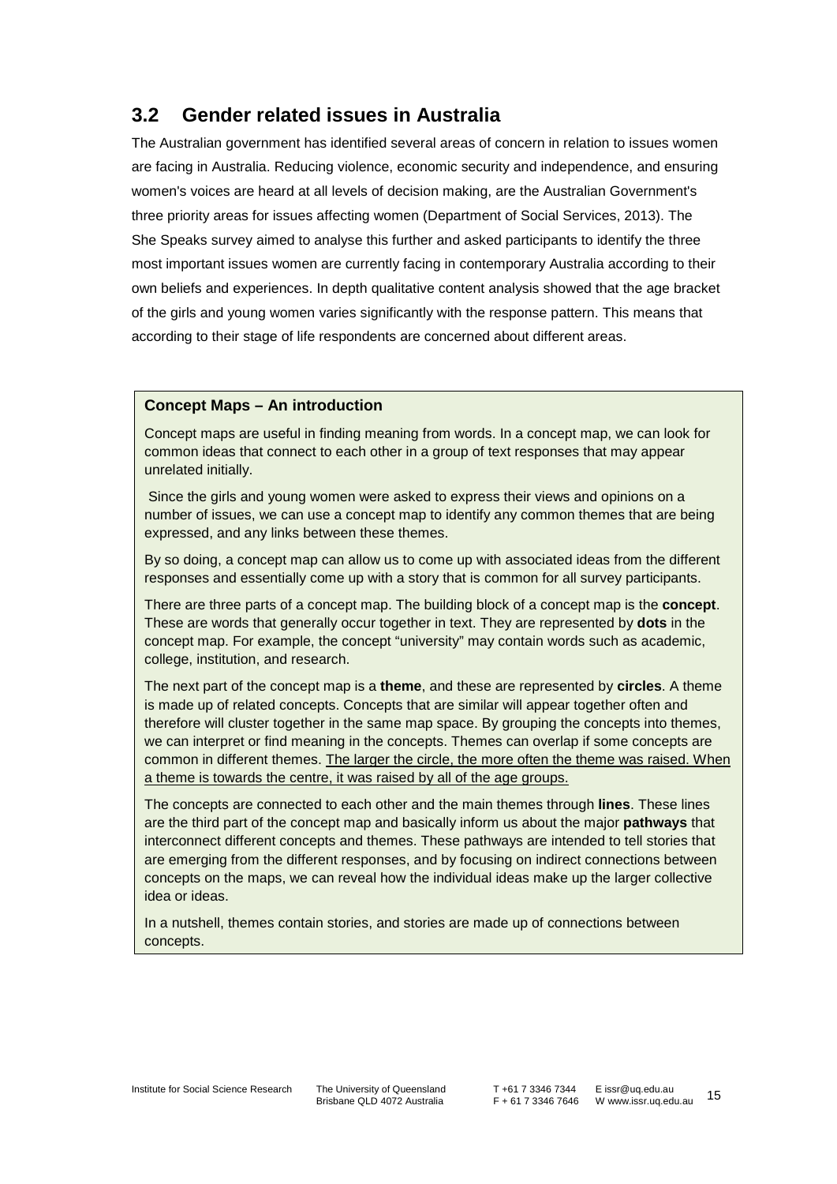## 3.2 Gender related issues in Australia

The Australian government has identified several areas of concern in relation to issues women are facing in Australia. Reducing violence, economic security and independence, and ensuring women's voices are heard at all levels of decision making, are the Australian Government's three priority areas for issues affecting women (Department of Social Services, 2013). The She Speaks survey aimed to analyse this further and asked participants to identify the three most important issues women are currently facing in contemporary Australia according to their own beliefs and experiences. In depth qualitative content analysis showed that the age bracket of the girls and young women varies significantly with the response pattern. This means that according to their stage of life respondents are concerned about different areas.

**Concept Maps – An introduction**

Concept maps are useful in finding meaning from words. In a concept map, we can look for common ideas that connect to each other in a group of text responses that may appear unrelated initially.

Since the girls and young women were asked to express their views and opinions on a number of issues, we can use a concept map to identify any common themes that are being expressed, and any links between these themes.

By so doing, a concept map can allow us to come up with associated ideas from the different responses and essentially come up with a story that is common for all survey participants.

There are three parts of a concept map. The building block of a concept map is the **concept**. These are words that generally occur together in text. They are represented by **dots** in the concept map. For example, the concept "university" may contain words such as academic, college, institution, and research.

The next part of the concept map is a **theme**, and these are represented by **circles**. A theme is made up of related concepts. Concepts that are similar will appear together often and therefore will cluster together in the same map space. By grouping the concepts into themes, we can interpret or find meaning in the concepts. Themes can overlap if some concepts are common in different themes. The larger the circle, the more often the theme was raised. When a theme is towards the centre, it was raised by all of the age groups.

The concepts are connected to each other and the main themes through **lines**. These lines are the third part of the concept map and basically inform us about the major **pathways** that interconnect different concepts and themes. These pathways are intended to tell stories that are emerging from the different responses, and by focusing on indirect connections between concepts on the maps, we can reveal how the individual ideas make up the larger collective idea or ideas.

In a nutshell, themes contain stories, and stories are made up of connections between concepts.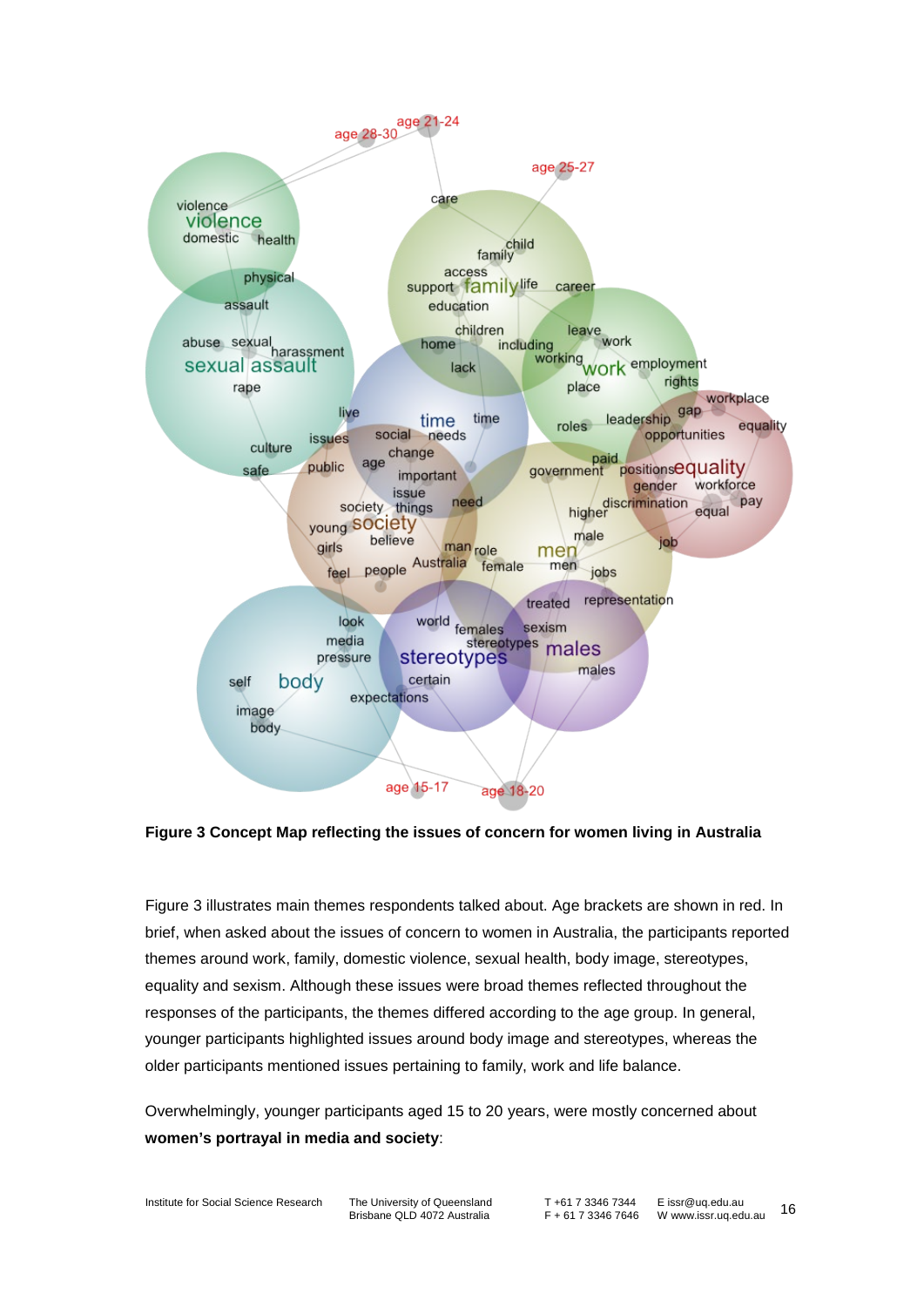**Figure 3 Concept Map reflecting the issues of concern for women living in Australia**

Figure 3 illustrates main themes respondents talked about. Age brackets are shown in red. In brief, when asked about the issues of concern to women in Australia, the participants reported themes around work, family, domestic violence, sexual health, body image, stereotypes, equality and sexism. Although these issues were broad themes reflected throughout the responses of the participants, the themes differed according to the age group. In general, younger participants highlighted issues around body image and stereotypes, whereas the older participants mentioned issues pertaining to family, work and life balance.

Overwhelmingly, younger participants aged 15 to 20 years, were mostly concerned about **women's portrayal in media and society**: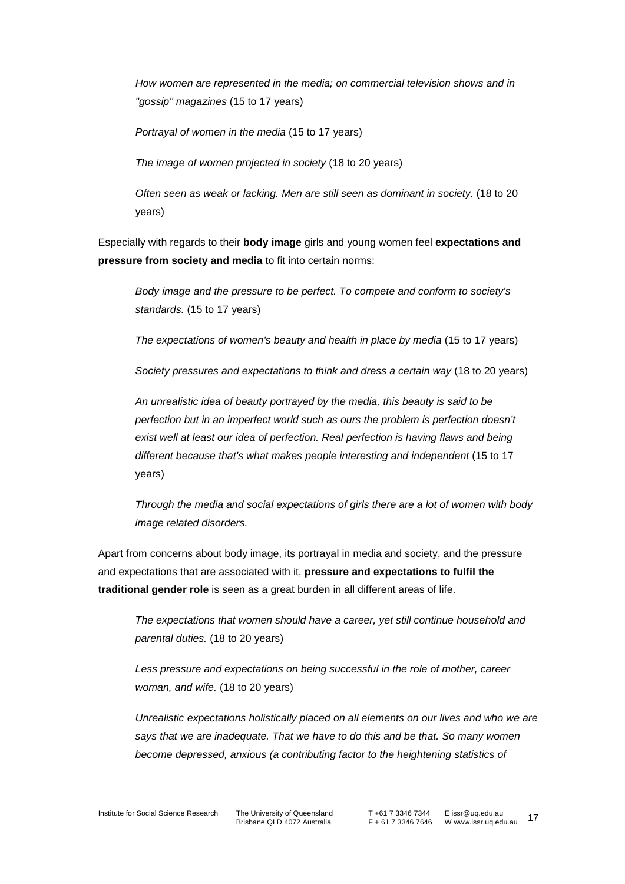*How women are represented in the media; on commercial television shows and in "gossip" magazines* (15 to 17 years)

*Portrayal of women in the media* (15 to 17 years)

*The image of women projected in society* (18 to 20 years)

*Often seen as weak or lacking. Men are still seen as dominant in society.* (18 to 20 years)

Especially with regards to their **body image** girls and young women feel **expectations and pressure from society and media** to fit into certain norms:

*Body image and the pressure to be perfect. To compete and conform to society's standards.* (15 to 17 years)

*The expectations of women's beauty and health in place by media* (15 to 17 years)

*Society pressures and expectations to think and dress a certain way* (18 to 20 years)

*An unrealistic idea of beauty portrayed by the media, this beauty is said to be perfection but in an imperfect world such as ours the problem is perfection doesn't exist well at least our idea of perfection. Real perfection is having flaws and being different because that's what makes people interesting and independent* (15 to 17 years)

*Through the media and social expectations of girls there are a lot of women with body image related disorders.*

Apart from concerns about body image, its portrayal in media and society, and the pressure and expectations that are associated with it, **pressure and expectations to fulfil the traditional gender role** is seen as a great burden in all different areas of life.

*The expectations that women should have a career, yet still continue household and parental duties.* (18 to 20 years)

*Less pressure and expectations on being successful in the role of mother, career woman, and wife.* (18 to 20 years)

*Unrealistic expectations holistically placed on all elements on our lives and who we are says that we are inadequate. That we have to do this and be that. So many women become depressed, anxious (a contributing factor to the heightening statistics of*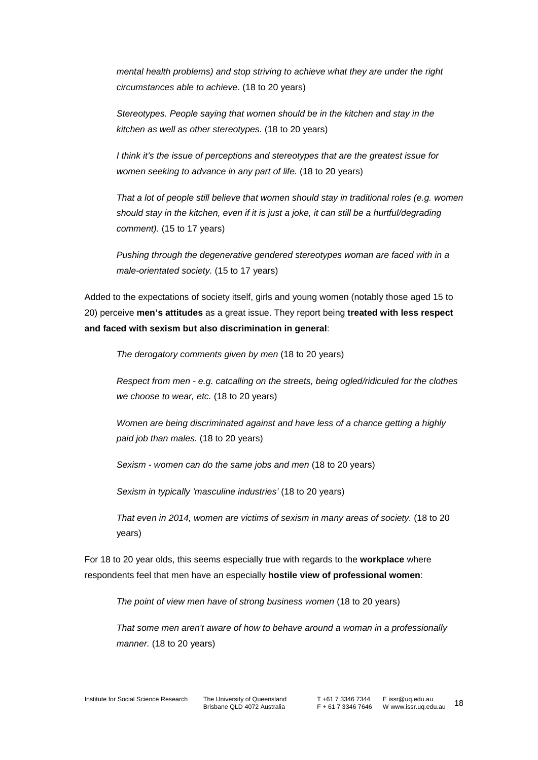*mental health problems) and stop striving to achieve what they are under the right circumstances able to achieve*. (18 to 20 years)

*Stereotypes. People saying that women should be in the kitchen and stay in the kitchen as well as other stereotypes.* (18 to 20 years)

*I think it's the issue of perceptions and stereotypes that are the greatest issue for women seeking to advance in any part of life.* (18 to 20 years)

*That a lot of people still believe that women should stay in traditional roles (e.g. women should stay in the kitchen, even if it is just a joke, it can still be a hurtful/degrading comment).* (15 to 17 years)

*Pushing through the degenerative gendered stereotypes woman are faced with in a male-orientated society.* (15 to 17 years)

Added to the expectations of society itself, girls and young women (notably those aged 15 to 20) perceive **men's attitudes** as a great issue. They report being **treated with less respect and faced with sexism but also discrimination in general**:

*The derogatory comments given by men* (18 to 20 years)

*Respect from men - e.g. catcalling on the streets, being ogled/ridiculed for the clothes we choose to wear, etc.* (18 to 20 years)

*Women are being discriminated against and have less of a chance getting a highly paid job than males.* (18 to 20 years)

*Sexism - women can do the same jobs and men* (18 to 20 years)

*Sexism in typically 'masculine industries'* (18 to 20 years)

*That even in 2014, women are victims of sexism in many areas of society.* (18 to 20 years)

For 18 to 20 year olds, this seems especially true with regards to the **workplace** where respondents feel that men have an especially **hostile view of professional women**:

*The point of view men have of strong business women* (18 to 20 years)

*That some men aren't aware of how to behave around a woman in a professionally manner.* (18 to 20 years)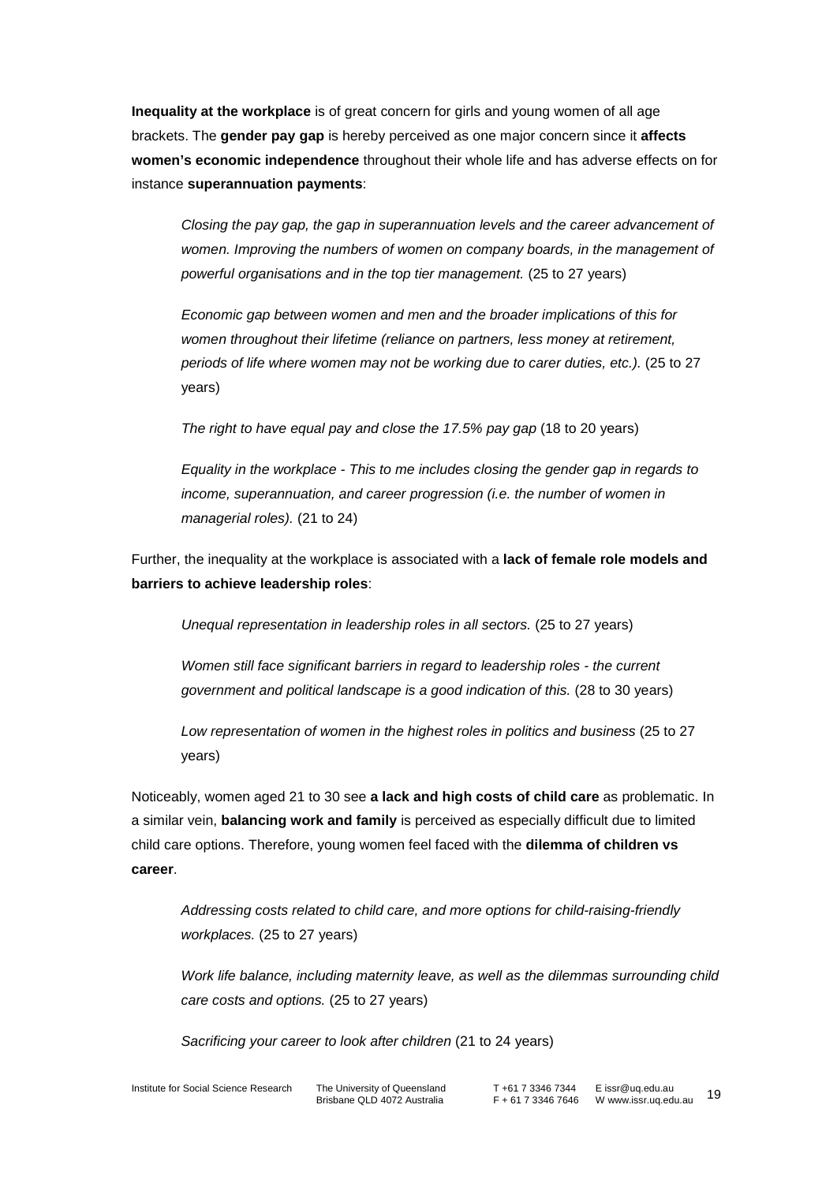**Inequality at the workplace** is of great concern for girls and young women of all age brackets. The **gender pay gap** is hereby perceived as one major concern since it **affects women's economic independence** throughout their whole life and has adverse effects on for instance **superannuation payments**:

> *Closing the pay gap, the gap in superannuation levels and the career advancement of women. Improving the numbers of women on company boards, in the management of powerful organisations and in the top tier management.* (25 to 27 years)
>
> *Economic gap between women and men and the broader implications of this for women throughout their lifetime (reliance on partners, less money at retirement, periods of life where women may not be working due to carer duties, etc.).* (25 to 27 years)
>
> *The right to have equal pay and close the 17.5% pay gap* (18 to 20 years)
>
> *Equality in the workplace - This to me includes closing the gender gap in regards to income, superannuation, and career progression (i.e. the number of women in managerial roles).* (21 to 24)

Further, the inequality at the workplace is associated with a **lack of female role models and barriers to achieve leadership roles**:

> *Unequal representation in leadership roles in all sectors.* (25 to 27 years)
>
> *Women still face significant barriers in regard to leadership roles - the current government and political landscape is a good indication of this.* (28 to 30 years)
>
> *Low representation of women in the highest roles in politics and business* (25 to 27 years)

Noticeably, women aged 21 to 30 see **a lack and high costs of child care** as problematic. In a similar vein, **balancing work and family** is perceived as especially difficult due to limited child care options. Therefore, young women feel faced with the **dilemma of children vs career**.

> *Addressing costs related to child care, and more options for child-raising-friendly workplaces.* (25 to 27 years)
>
> *Work life balance, including maternity leave, as well as the dilemmas surrounding child care costs and options.* (25 to 27 years)
>
> *Sacrificing your career to look after children* (21 to 24 years)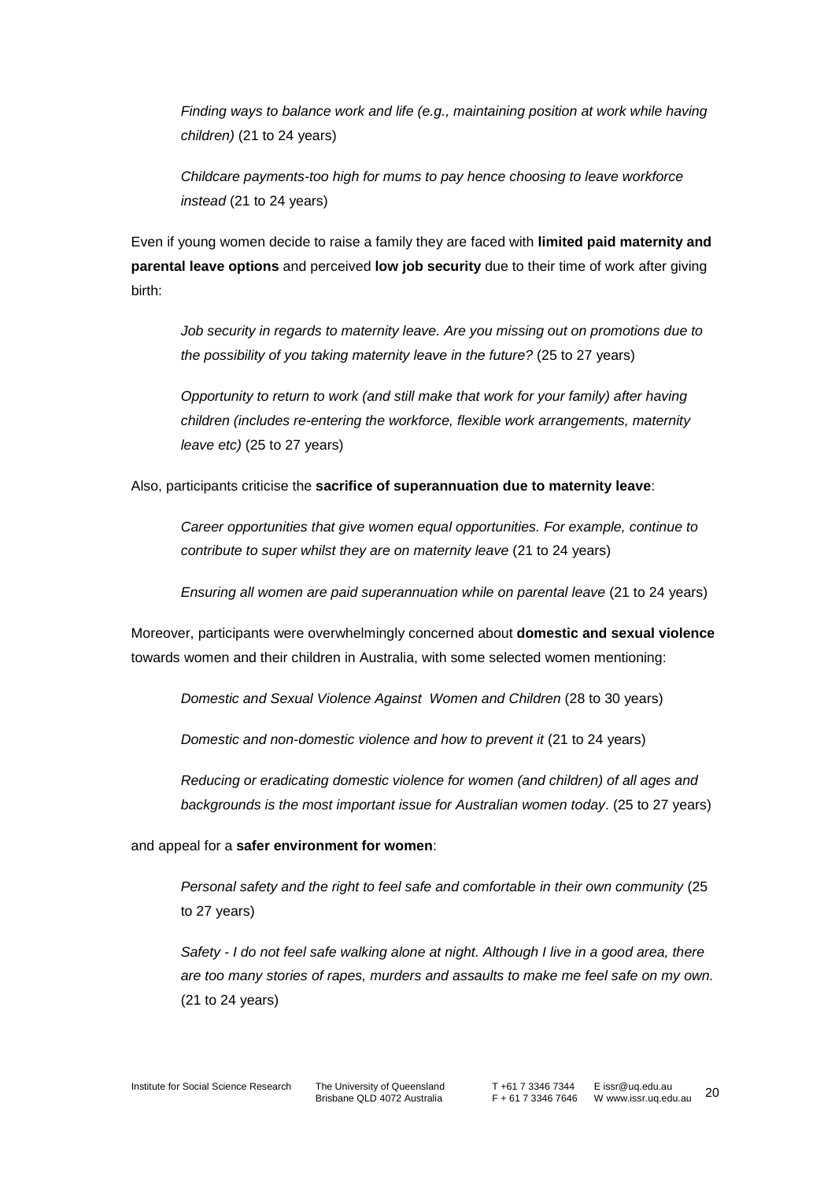*Finding ways to balance work and life (e.g., maintaining position at work while having children)* (21 to 24 years)

*Childcare payments-too high for mums to pay hence choosing to leave workforce instead* (21 to 24 years)

Even if young women decide to raise a family they are faced with **limited paid maternity and parental leave options** and perceived **low job security** due to their time of work after giving birth:

*Job security in regards to maternity leave. Are you missing out on promotions due to the possibility of you taking maternity leave in the future?* (25 to 27 years)

*Opportunity to return to work (and still make that work for your family) after having children (includes re-entering the workforce, flexible work arrangements, maternity leave etc)* (25 to 27 years)

Also, participants criticise the **sacrifice of superannuation due to maternity leave**:

*Career opportunities that give women equal opportunities. For example, continue to contribute to super whilst they are on maternity leave* (21 to 24 years)

*Ensuring all women are paid superannuation while on parental leave* (21 to 24 years)

Moreover, participants were overwhelmingly concerned about **domestic and sexual violence** towards women and their children in Australia, with some selected women mentioning:

*Domestic and Sexual Violence Against Women and Children* (28 to 30 years)

*Domestic and non-domestic violence and how to prevent it* (21 to 24 years)

*Reducing or eradicating domestic violence for women (and children) of all ages and backgrounds is the most important issue for Australian women today*. (25 to 27 years)

and appeal for a **safer environment for women**:

*Personal safety and the right to feel safe and comfortable in their own community* (25 to 27 years)

*Safety - I do not feel safe walking alone at night. Although I live in a good area, there are too many stories of rapes, murders and assaults to make me feel safe on my own.* (21 to 24 years)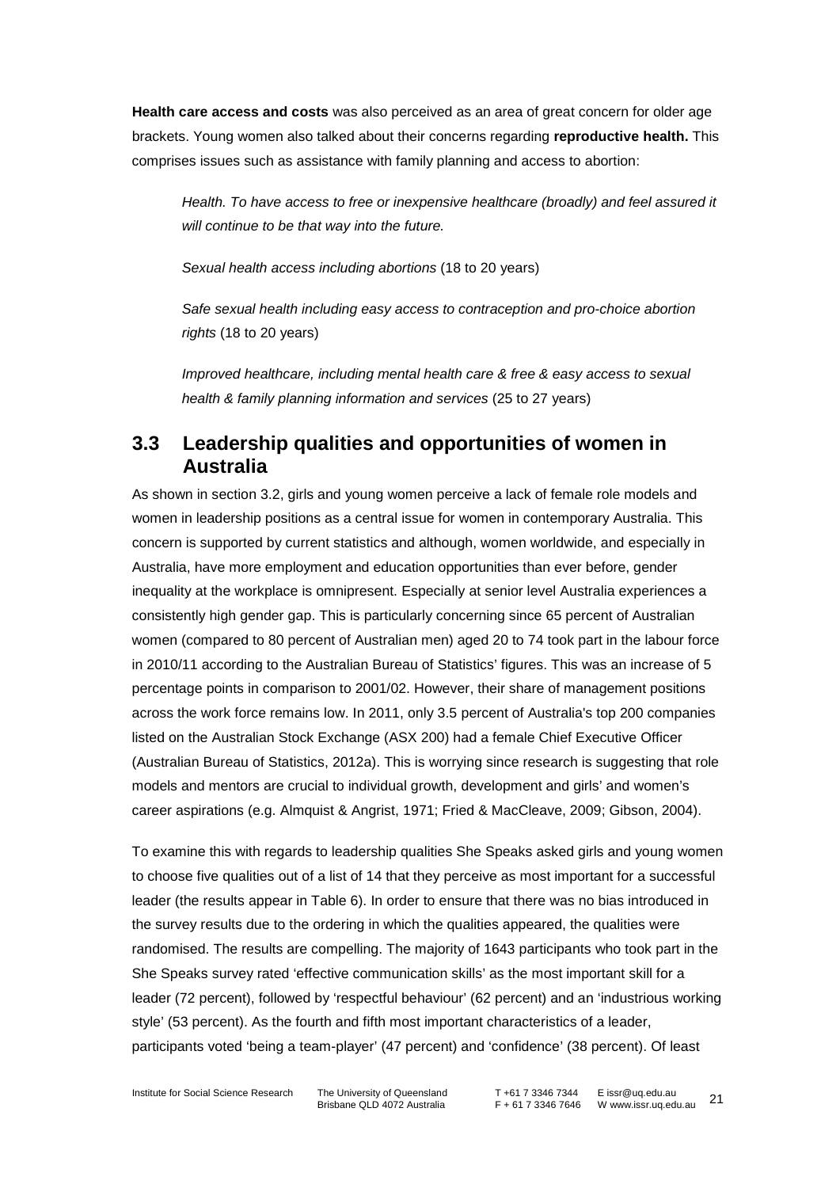**Health care access and costs** was also perceived as an area of great concern for older age brackets. Young women also talked about their concerns regarding **reproductive health.** This comprises issues such as assistance with family planning and access to abortion:

> *Health. To have access to free or inexpensive healthcare (broadly) and feel assured it will continue to be that way into the future.*
>
> *Sexual health access including abortions* (18 to 20 years)
>
> *Safe sexual health including easy access to contraception and pro-choice abortion rights* (18 to 20 years)
>
> *Improved healthcare, including mental health care & free & easy access to sexual health & family planning information and services* (25 to 27 years)

## 3.3 Leadership qualities and opportunities of women in Australia

As shown in section 3.2, girls and young women perceive a lack of female role models and women in leadership positions as a central issue for women in contemporary Australia. This concern is supported by current statistics and although, women worldwide, and especially in Australia, have more employment and education opportunities than ever before, gender inequality at the workplace is omnipresent. Especially at senior level Australia experiences a consistently high gender gap. This is particularly concerning since 65 percent of Australian women (compared to 80 percent of Australian men) aged 20 to 74 took part in the labour force in 2010/11 according to the Australian Bureau of Statistics' figures. This was an increase of 5 percentage points in comparison to 2001/02. However, their share of management positions across the work force remains low. In 2011, only 3.5 percent of Australia's top 200 companies listed on the Australian Stock Exchange (ASX 200) had a female Chief Executive Officer (Australian Bureau of Statistics, 2012a). This is worrying since research is suggesting that role models and mentors are crucial to individual growth, development and girls' and women's career aspirations (e.g. Almquist & Angrist, 1971; Fried & MacCleave, 2009; Gibson, 2004).

To examine this with regards to leadership qualities She Speaks asked girls and young women to choose five qualities out of a list of 14 that they perceive as most important for a successful leader (the results appear in Table 6). In order to ensure that there was no bias introduced in the survey results due to the ordering in which the qualities appeared, the qualities were randomised. The results are compelling. The majority of 1643 participants who took part in the She Speaks survey rated 'effective communication skills' as the most important skill for a leader (72 percent), followed by 'respectful behaviour' (62 percent) and an 'industrious working style' (53 percent). As the fourth and fifth most important characteristics of a leader, participants voted 'being a team-player' (47 percent) and 'confidence' (38 percent). Of least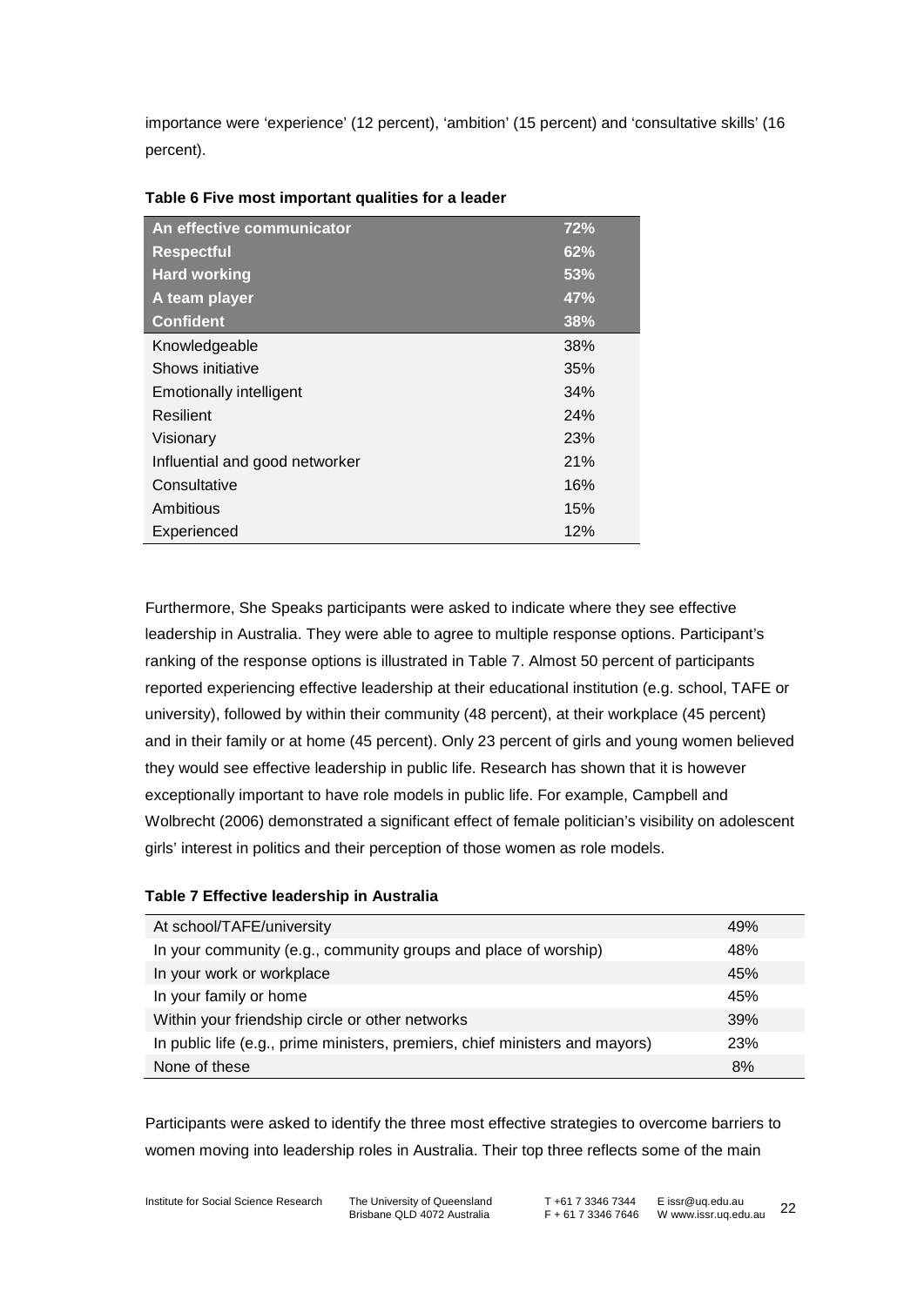importance were 'experience' (12 percent), 'ambition' (15 percent) and 'consultative skills' (16 percent).

**Table 6 Five most important qualities for a leader**

| An effective communicator | 72% |
|---|---|
| **Respectful** | **62%** |
| **Hard working** | **53%** |
| **A team player** | **47%** |
| **Confident** | **38%** |
| Knowledgeable | 38% |
| Shows initiative | 35% |
| Emotionally intelligent | 34% |
| Resilient | 24% |
| Visionary | 23% |
| Influential and good networker | 21% |
| Consultative | 16% |
| Ambitious | 15% |
| Experienced | 12% |

Furthermore, She Speaks participants were asked to indicate where they see effective leadership in Australia. They were able to agree to multiple response options. Participant's ranking of the response options is illustrated in Table 7. Almost 50 percent of participants reported experiencing effective leadership at their educational institution (e.g. school, TAFE or university), followed by within their community (48 percent), at their workplace (45 percent) and in their family or at home (45 percent). Only 23 percent of girls and young women believed they would see effective leadership in public life. Research has shown that it is however exceptionally important to have role models in public life. For example, Campbell and Wolbrecht (2006) demonstrated a significant effect of female politician's visibility on adolescent girls' interest in politics and their perception of those women as role models.

**Table 7 Effective leadership in Australia**

| At school/TAFE/university | 49% |
|---|---|
| In your community (e.g., community groups and place of worship) | 48% |
| In your work or workplace | 45% |
| In your family or home | 45% |
| Within your friendship circle or other networks | 39% |
| In public life (e.g., prime ministers, premiers, chief ministers and mayors) | 23% |
| None of these | 8% |

Participants were asked to identify the three most effective strategies to overcome barriers to women moving into leadership roles in Australia. Their top three reflects some of the main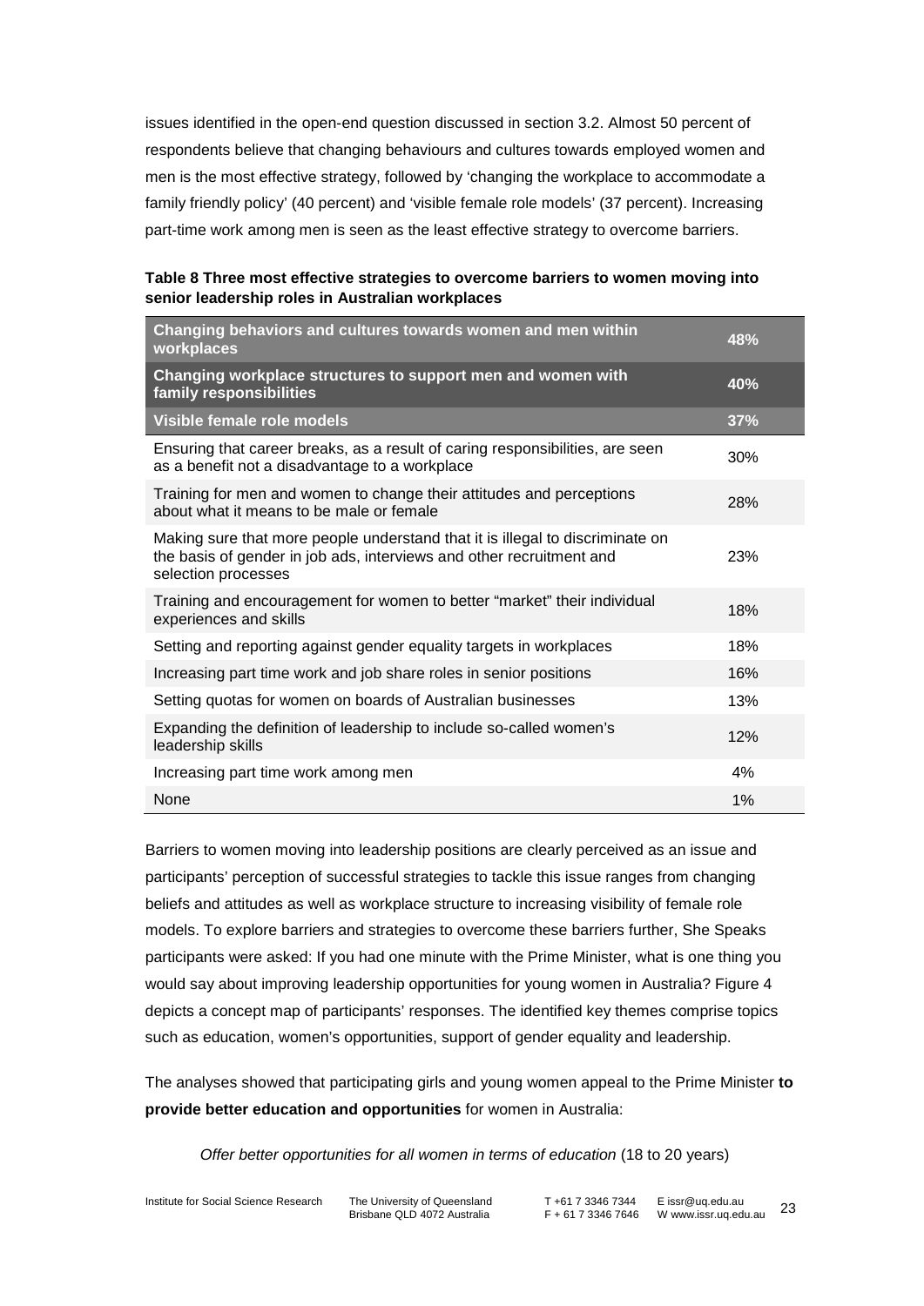issues identified in the open-end question discussed in section 3.2. Almost 50 percent of respondents believe that changing behaviours and cultures towards employed women and men is the most effective strategy, followed by 'changing the workplace to accommodate a family friendly policy' (40 percent) and 'visible female role models' (37 percent). Increasing part-time work among men is seen as the least effective strategy to overcome barriers.

**Table 8 Three most effective strategies to overcome barriers to women moving into senior leadership roles in Australian workplaces**

| Strategy | % |
|---|---|
| **Changing behaviors and cultures towards women and men within workplaces** | **48%** |
| **Changing workplace structures to support men and women with family responsibilities** | **40%** |
| **Visible female role models** | **37%** |
| Ensuring that career breaks, as a result of caring responsibilities, are seen as a benefit not a disadvantage to a workplace | 30% |
| Training for men and women to change their attitudes and perceptions about what it means to be male or female | 28% |
| Making sure that more people understand that it is illegal to discriminate on the basis of gender in job ads, interviews and other recruitment and selection processes | 23% |
| Training and encouragement for women to better "market" their individual experiences and skills | 18% |
| Setting and reporting against gender equality targets in workplaces | 18% |
| Increasing part time work and job share roles in senior positions | 16% |
| Setting quotas for women on boards of Australian businesses | 13% |
| Expanding the definition of leadership to include so-called women's leadership skills | 12% |
| Increasing part time work among men | 4% |
| None | 1% |

Barriers to women moving into leadership positions are clearly perceived as an issue and participants' perception of successful strategies to tackle this issue ranges from changing beliefs and attitudes as well as workplace structure to increasing visibility of female role models. To explore barriers and strategies to overcome these barriers further, She Speaks participants were asked: If you had one minute with the Prime Minister, what is one thing you would say about improving leadership opportunities for young women in Australia? Figure 4 depicts a concept map of participants' responses. The identified key themes comprise topics such as education, women's opportunities, support of gender equality and leadership.

The analyses showed that participating girls and young women appeal to the Prime Minister **to provide better education and opportunities** for women in Australia:

*Offer better opportunities for all women in terms of education* (18 to 20 years)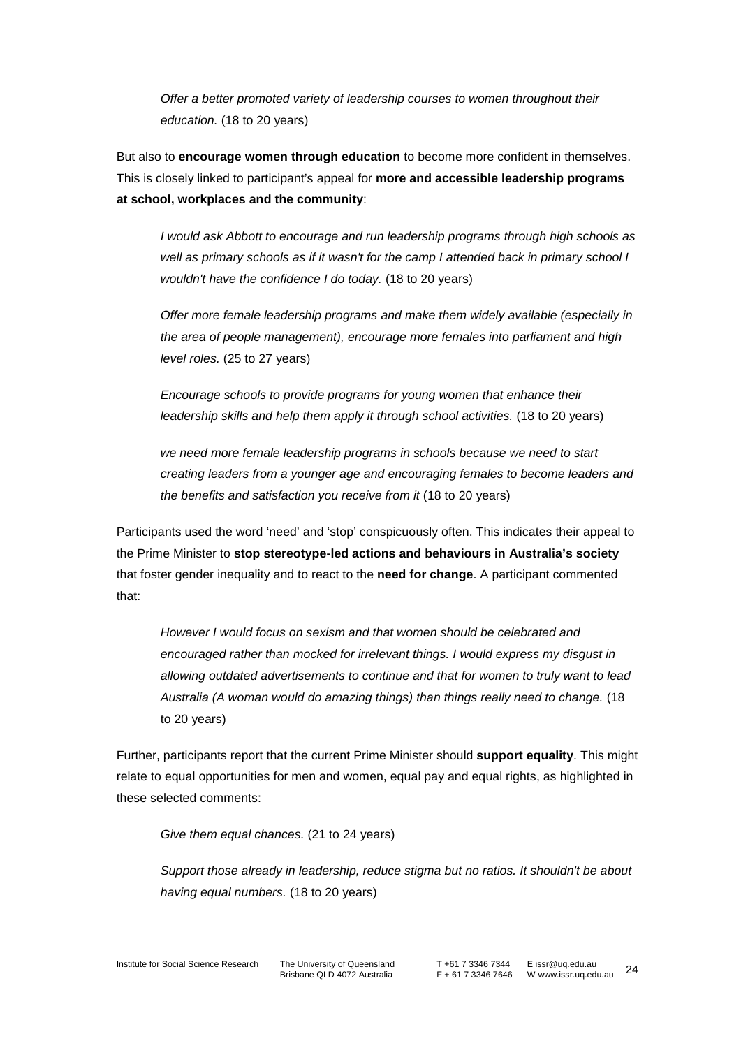*Offer a better promoted variety of leadership courses to women throughout their education.* (18 to 20 years)

But also to **encourage women through education** to become more confident in themselves. This is closely linked to participant's appeal for **more and accessible leadership programs at school, workplaces and the community**:

*I would ask Abbott to encourage and run leadership programs through high schools as well as primary schools as if it wasn't for the camp I attended back in primary school I wouldn't have the confidence I do today.* (18 to 20 years)

*Offer more female leadership programs and make them widely available (especially in the area of people management), encourage more females into parliament and high level roles.* (25 to 27 years)

*Encourage schools to provide programs for young women that enhance their leadership skills and help them apply it through school activities.* (18 to 20 years)

*we need more female leadership programs in schools because we need to start creating leaders from a younger age and encouraging females to become leaders and the benefits and satisfaction you receive from it* (18 to 20 years)

Participants used the word 'need' and 'stop' conspicuously often. This indicates their appeal to the Prime Minister to **stop stereotype-led actions and behaviours in Australia's society** that foster gender inequality and to react to the **need for change**. A participant commented that:

*However I would focus on sexism and that women should be celebrated and encouraged rather than mocked for irrelevant things. I would express my disgust in allowing outdated advertisements to continue and that for women to truly want to lead Australia (A woman would do amazing things) than things really need to change.* (18 to 20 years)

Further, participants report that the current Prime Minister should **support equality**. This might relate to equal opportunities for men and women, equal pay and equal rights, as highlighted in these selected comments:

*Give them equal chances.* (21 to 24 years)

*Support those already in leadership, reduce stigma but no ratios. It shouldn't be about having equal numbers.* (18 to 20 years)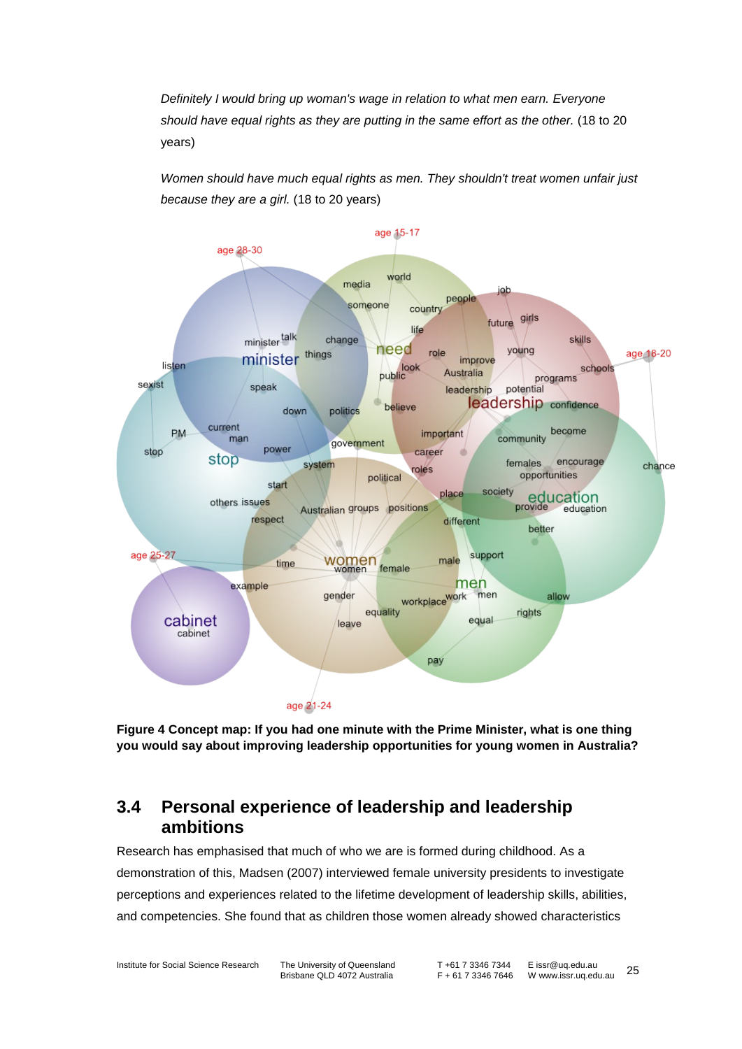*Definitely I would bring up woman's wage in relation to what men earn. Everyone should have equal rights as they are putting in the same effort as the other.* (18 to 20 years)

*Women should have much equal rights as men. They shouldn't treat women unfair just because they are a girl.* (18 to 20 years)

**Figure 4 Concept map: If you had one minute with the Prime Minister, what is one thing you would say about improving leadership opportunities for young women in Australia?**

## 3.4 Personal experience of leadership and leadership ambitions

Research has emphasised that much of who we are is formed during childhood. As a demonstration of this, Madsen (2007) interviewed female university presidents to investigate perceptions and experiences related to the lifetime development of leadership skills, abilities, and competencies. She found that as children those women already showed characteristics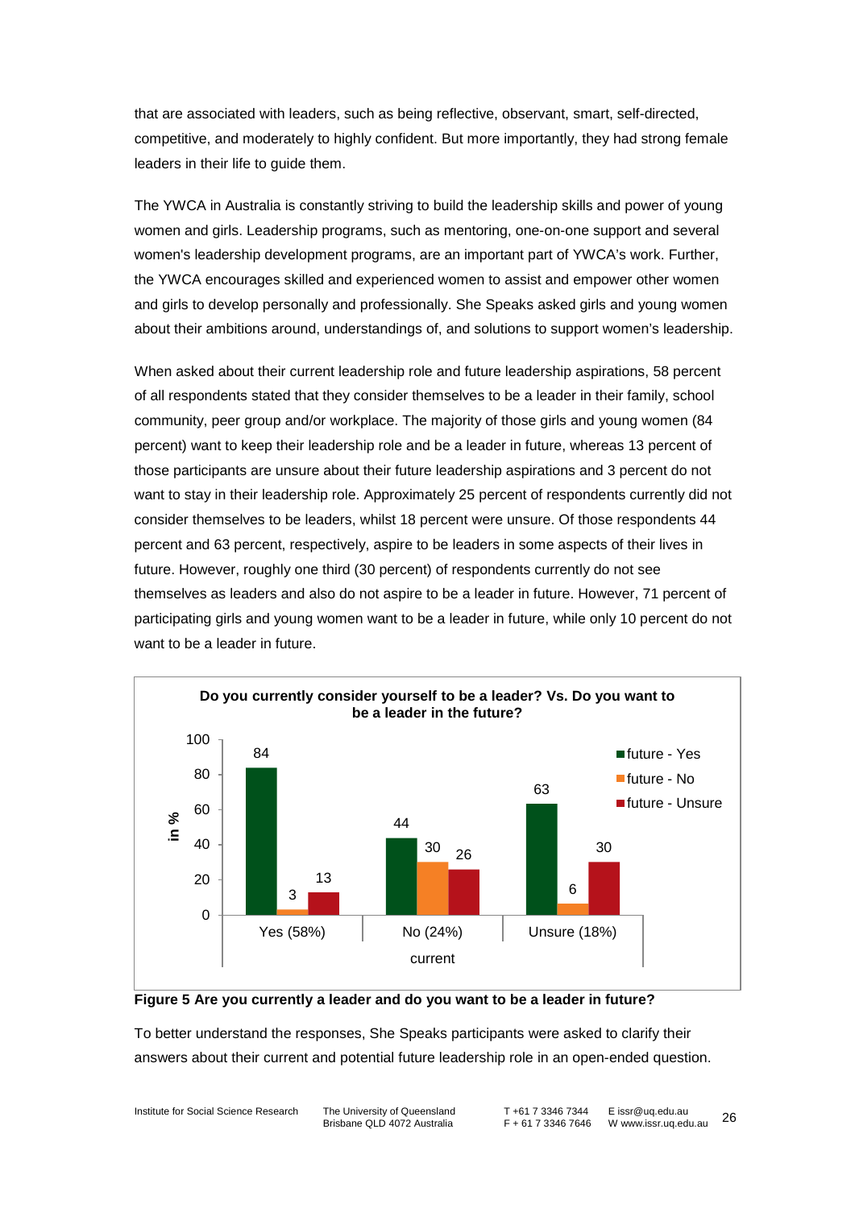that are associated with leaders, such as being reflective, observant, smart, self-directed, competitive, and moderately to highly confident. But more importantly, they had strong female leaders in their life to guide them.

The YWCA in Australia is constantly striving to build the leadership skills and power of young women and girls. Leadership programs, such as mentoring, one-on-one support and several women's leadership development programs, are an important part of YWCA's work. Further, the YWCA encourages skilled and experienced women to assist and empower other women and girls to develop personally and professionally. She Speaks asked girls and young women about their ambitions around, understandings of, and solutions to support women's leadership.

When asked about their current leadership role and future leadership aspirations, 58 percent of all respondents stated that they consider themselves to be a leader in their family, school community, peer group and/or workplace. The majority of those girls and young women (84 percent) want to keep their leadership role and be a leader in future, whereas 13 percent of those participants are unsure about their future leadership aspirations and 3 percent do not want to stay in their leadership role. Approximately 25 percent of respondents currently did not consider themselves to be leaders, whilst 18 percent were unsure. Of those respondents 44 percent and 63 percent, respectively, aspire to be leaders in some aspects of their lives in future. However, roughly one third (30 percent) of respondents currently do not see themselves as leaders and also do not aspire to be a leader in future. However, 71 percent of participating girls and young women want to be a leader in future, while only 10 percent do not want to be a leader in future.

**Do you currently consider yourself to be a leader? Vs. Do you want to be a leader in the future?**

| current (in %) | future - Yes | future - No | future - Unsure |
|---|---|---|---|
| Yes (58%) | 84 | 3 | 13 |
| No (24%) | 44 | 30 | 26 |
| Unsure (18%) | 63 | 6 | 30 |

**Figure 5 Are you currently a leader and do you want to be a leader in future?**

To better understand the responses, She Speaks participants were asked to clarify their answers about their current and potential future leadership role in an open-ended question.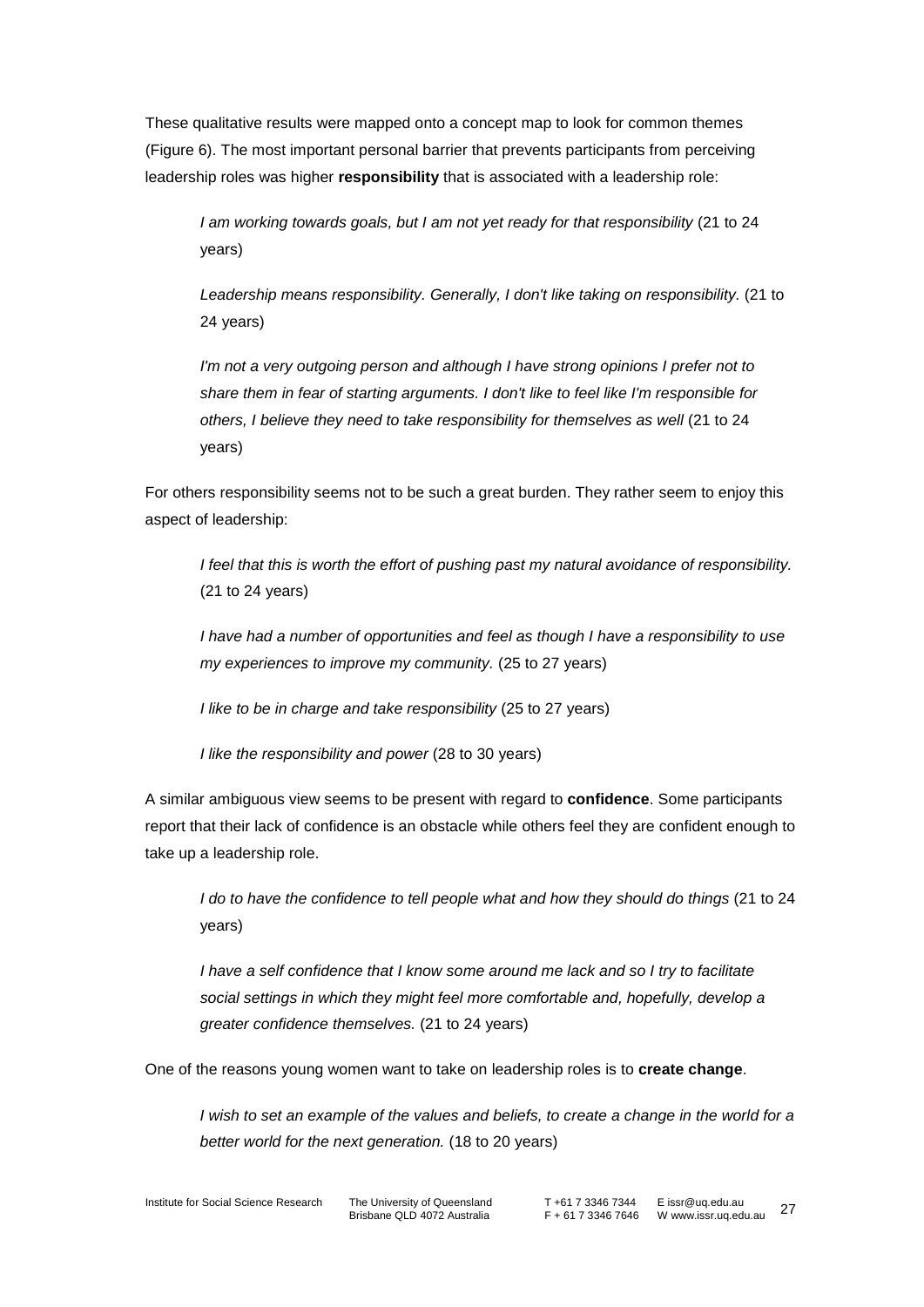These qualitative results were mapped onto a concept map to look for common themes (Figure 6). The most important personal barrier that prevents participants from perceiving leadership roles was higher **responsibility** that is associated with a leadership role:

> *I am working towards goals, but I am not yet ready for that responsibility* (21 to 24 years)
>
> *Leadership means responsibility. Generally, I don't like taking on responsibility.* (21 to 24 years)
>
> *I'm not a very outgoing person and although I have strong opinions I prefer not to share them in fear of starting arguments. I don't like to feel like I'm responsible for others, I believe they need to take responsibility for themselves as well* (21 to 24 years)

For others responsibility seems not to be such a great burden. They rather seem to enjoy this aspect of leadership:

> *I feel that this is worth the effort of pushing past my natural avoidance of responsibility.* (21 to 24 years)
>
> *I have had a number of opportunities and feel as though I have a responsibility to use my experiences to improve my community.* (25 to 27 years)
>
> *I like to be in charge and take responsibility* (25 to 27 years)
>
> *I like the responsibility and power* (28 to 30 years)

A similar ambiguous view seems to be present with regard to **confidence**. Some participants report that their lack of confidence is an obstacle while others feel they are confident enough to take up a leadership role.

> *I do to have the confidence to tell people what and how they should do things* (21 to 24 years)
>
> *I have a self confidence that I know some around me lack and so I try to facilitate social settings in which they might feel more comfortable and, hopefully, develop a greater confidence themselves.* (21 to 24 years)

One of the reasons young women want to take on leadership roles is to **create change**.

> *I wish to set an example of the values and beliefs, to create a change in the world for a better world for the next generation.* (18 to 20 years)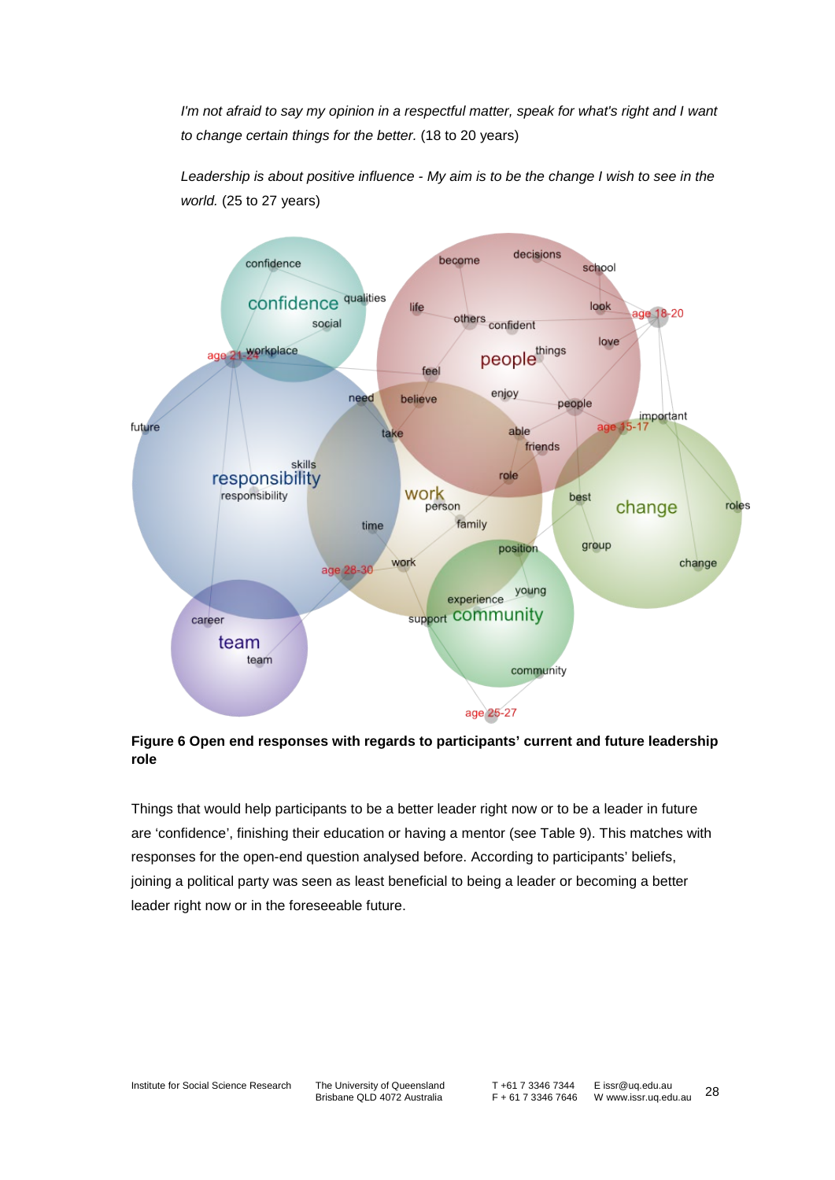*I'm not afraid to say my opinion in a respectful matter, speak for what's right and I want to change certain things for the better.* (18 to 20 years)

*Leadership is about positive influence - My aim is to be the change I wish to see in the world.* (25 to 27 years)

**Figure 6 Open end responses with regards to participants' current and future leadership role**

Things that would help participants to be a better leader right now or to be a leader in future are 'confidence', finishing their education or having a mentor (see Table 9). This matches with responses for the open-end question analysed before. According to participants' beliefs, joining a political party was seen as least beneficial to being a leader or becoming a better leader right now or in the foreseeable future.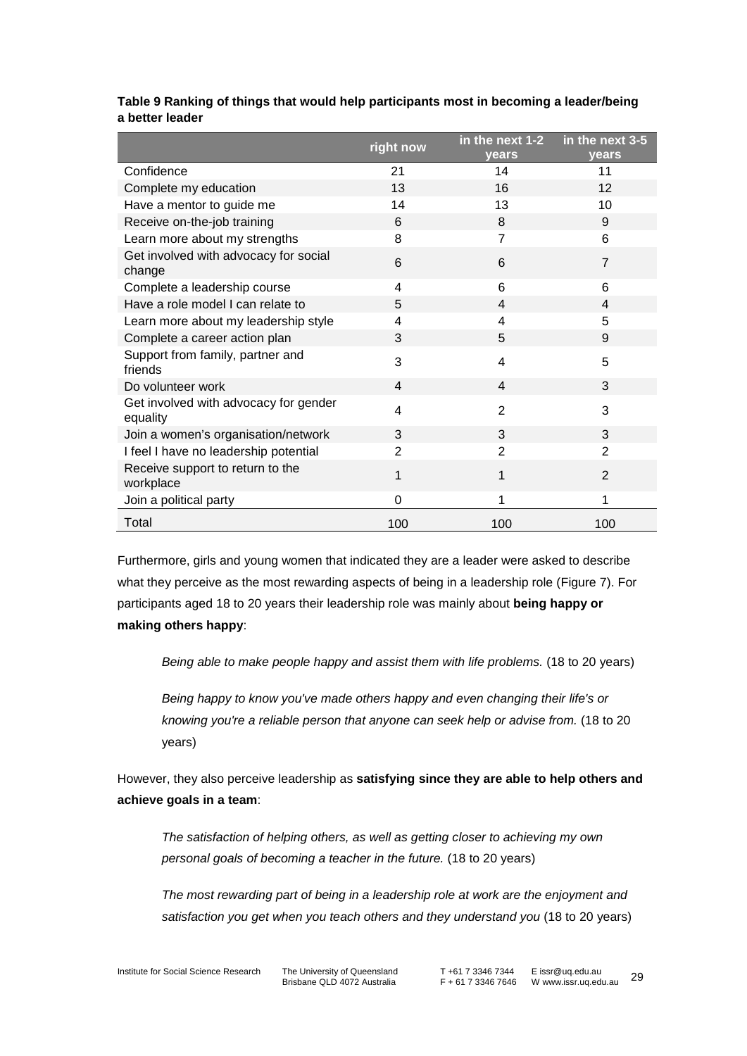**Table 9 Ranking of things that would help participants most in becoming a leader/being a better leader**

| | right now | in the next 1-2 years | in the next 3-5 years |
|---|---|---|---|
| Confidence | 21 | 14 | 11 |
| Complete my education | 13 | 16 | 12 |
| Have a mentor to guide me | 14 | 13 | 10 |
| Receive on-the-job training | 6 | 8 | 9 |
| Learn more about my strengths | 8 | 7 | 6 |
| Get involved with advocacy for social change | 6 | 6 | 7 |
| Complete a leadership course | 4 | 6 | 6 |
| Have a role model I can relate to | 5 | 4 | 4 |
| Learn more about my leadership style | 4 | 4 | 5 |
| Complete a career action plan | 3 | 5 | 9 |
| Support from family, partner and friends | 3 | 4 | 5 |
| Do volunteer work | 4 | 4 | 3 |
| Get involved with advocacy for gender equality | 4 | 2 | 3 |
| Join a women's organisation/network | 3 | 3 | 3 |
| I feel I have no leadership potential | 2 | 2 | 2 |
| Receive support to return to the workplace | 1 | 1 | 2 |
| Join a political party | 0 | 1 | 1 |
| Total | 100 | 100 | 100 |

Furthermore, girls and young women that indicated they are a leader were asked to describe what they perceive as the most rewarding aspects of being in a leadership role (Figure 7). For participants aged 18 to 20 years their leadership role was mainly about **being happy or making others happy**:

> *Being able to make people happy and assist them with life problems.* (18 to 20 years)

> *Being happy to know you've made others happy and even changing their life's or knowing you're a reliable person that anyone can seek help or advise from.* (18 to 20 years)

However, they also perceive leadership as **satisfying since they are able to help others and achieve goals in a team**:

> *The satisfaction of helping others, as well as getting closer to achieving my own personal goals of becoming a teacher in the future.* (18 to 20 years)

> *The most rewarding part of being in a leadership role at work are the enjoyment and satisfaction you get when you teach others and they understand you* (18 to 20 years)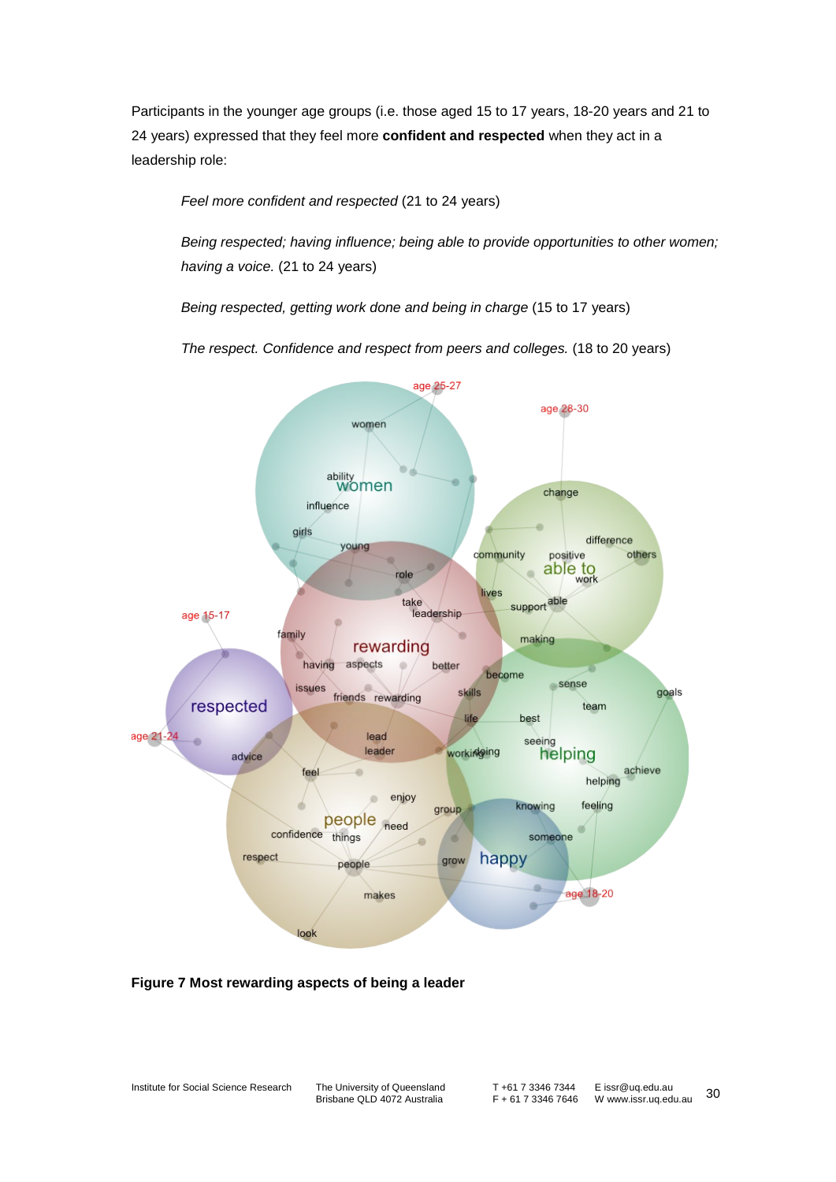Participants in the younger age groups (i.e. those aged 15 to 17 years, 18-20 years and 21 to 24 years) expressed that they feel more **confident and respected** when they act in a leadership role:

> *Feel more confident and respected* (21 to 24 years)

> *Being respected; having influence; being able to provide opportunities to other women; having a voice.* (21 to 24 years)

> *Being respected, getting work done and being in charge* (15 to 17 years)

> *The respect. Confidence and respect from peers and colleges.* (18 to 20 years)

**Figure 7 Most rewarding aspects of being a leader**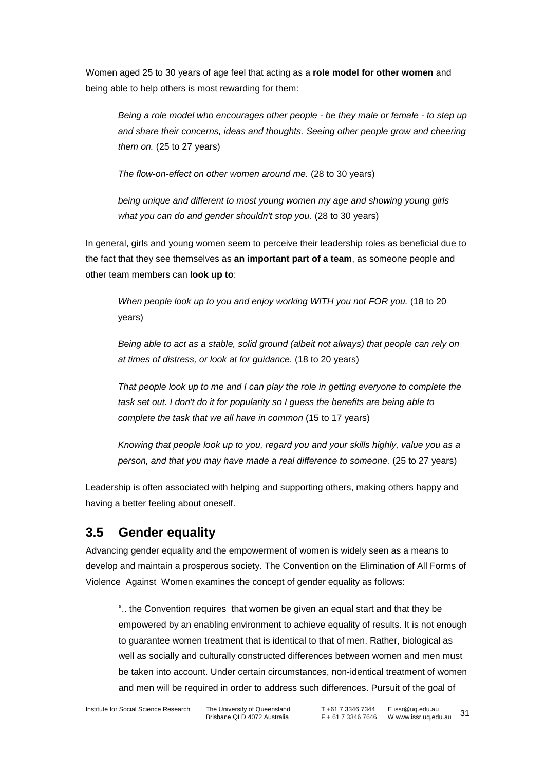Women aged 25 to 30 years of age feel that acting as a **role model for other women** and being able to help others is most rewarding for them:

> *Being a role model who encourages other people - be they male or female - to step up and share their concerns, ideas and thoughts. Seeing other people grow and cheering them on.* (25 to 27 years)
>
> *The flow-on-effect on other women around me.* (28 to 30 years)
>
> *being unique and different to most young women my age and showing young girls what you can do and gender shouldn't stop you.* (28 to 30 years)

In general, girls and young women seem to perceive their leadership roles as beneficial due to the fact that they see themselves as **an important part of a team**, as someone people and other team members can **look up to**:

> *When people look up to you and enjoy working WITH you not FOR you.* (18 to 20 years)
>
> *Being able to act as a stable, solid ground (albeit not always) that people can rely on at times of distress, or look at for guidance.* (18 to 20 years)
>
> *That people look up to me and I can play the role in getting everyone to complete the task set out. I don't do it for popularity so I guess the benefits are being able to complete the task that we all have in common* (15 to 17 years)
>
> *Knowing that people look up to you, regard you and your skills highly, value you as a person, and that you may have made a real difference to someone.* (25 to 27 years)

Leadership is often associated with helping and supporting others, making others happy and having a better feeling about oneself.

## 3.5 Gender equality

Advancing gender equality and the empowerment of women is widely seen as a means to develop and maintain a prosperous society. The Convention on the Elimination of All Forms of Violence Against Women examines the concept of gender equality as follows:

> ".. the Convention requires that women be given an equal start and that they be empowered by an enabling environment to achieve equality of results. It is not enough to guarantee women treatment that is identical to that of men. Rather, biological as well as socially and culturally constructed differences between women and men must be taken into account. Under certain circumstances, non-identical treatment of women and men will be required in order to address such differences. Pursuit of the goal of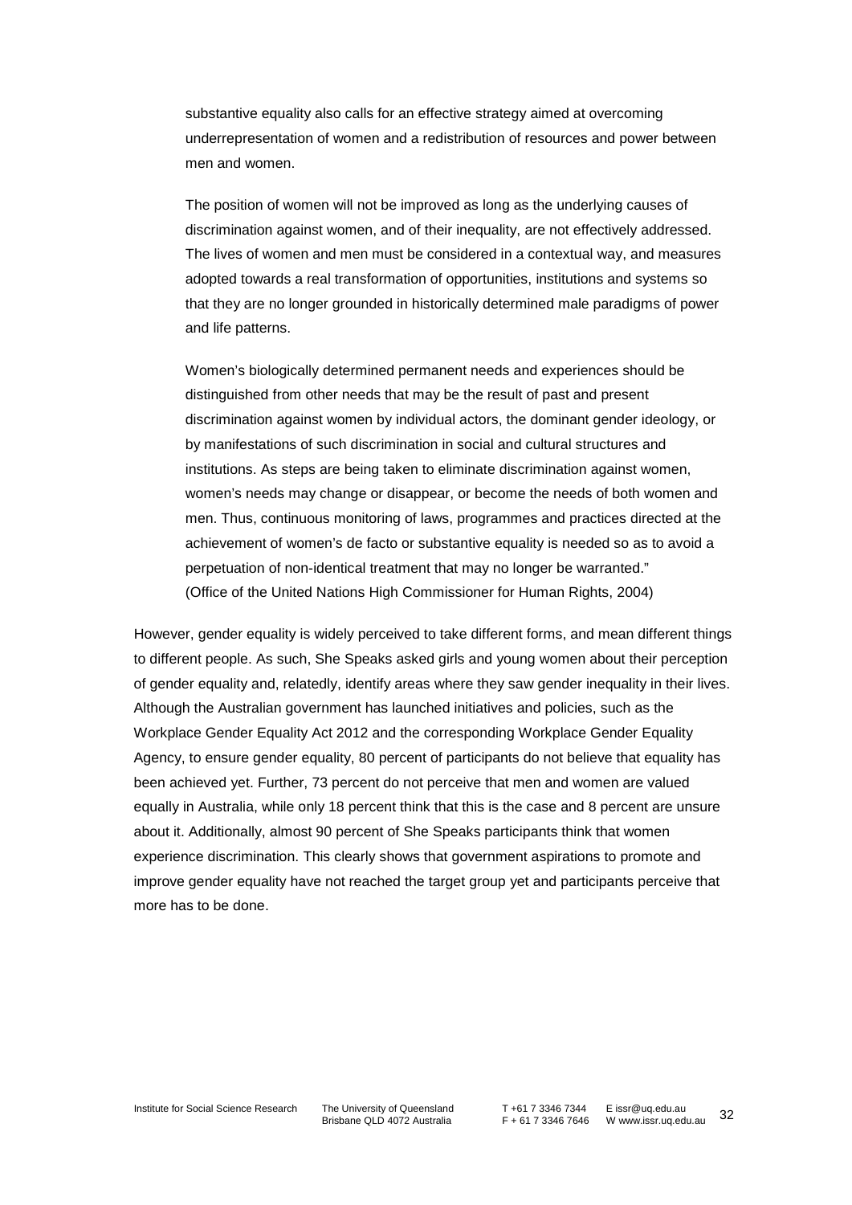> substantive equality also calls for an effective strategy aimed at overcoming underrepresentation of women and a redistribution of resources and power between men and women.
>
> The position of women will not be improved as long as the underlying causes of discrimination against women, and of their inequality, are not effectively addressed. The lives of women and men must be considered in a contextual way, and measures adopted towards a real transformation of opportunities, institutions and systems so that they are no longer grounded in historically determined male paradigms of power and life patterns.
>
> Women's biologically determined permanent needs and experiences should be distinguished from other needs that may be the result of past and present discrimination against women by individual actors, the dominant gender ideology, or by manifestations of such discrimination in social and cultural structures and institutions. As steps are being taken to eliminate discrimination against women, women's needs may change or disappear, or become the needs of both women and men. Thus, continuous monitoring of laws, programmes and practices directed at the achievement of women's de facto or substantive equality is needed so as to avoid a perpetuation of non-identical treatment that may no longer be warranted."
> (Office of the United Nations High Commissioner for Human Rights, 2004)

However, gender equality is widely perceived to take different forms, and mean different things to different people. As such, She Speaks asked girls and young women about their perception of gender equality and, relatedly, identify areas where they saw gender inequality in their lives. Although the Australian government has launched initiatives and policies, such as the Workplace Gender Equality Act 2012 and the corresponding Workplace Gender Equality Agency, to ensure gender equality, 80 percent of participants do not believe that equality has been achieved yet. Further, 73 percent do not perceive that men and women are valued equally in Australia, while only 18 percent think that this is the case and 8 percent are unsure about it. Additionally, almost 90 percent of She Speaks participants think that women experience discrimination. This clearly shows that government aspirations to promote and improve gender equality have not reached the target group yet and participants perceive that more has to be done.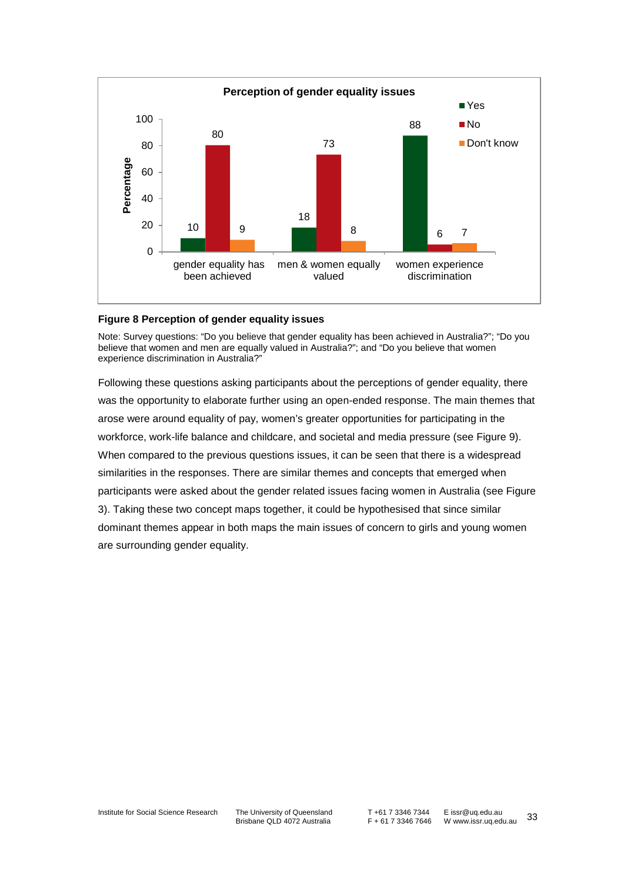**Figure 8 Perception of gender equality issues**

Note: Survey questions: "Do you believe that gender equality has been achieved in Australia?"; "Do you believe that women and men are equally valued in Australia?"; and "Do you believe that women experience discrimination in Australia?"

Following these questions asking participants about the perceptions of gender equality, there was the opportunity to elaborate further using an open-ended response. The main themes that arose were around equality of pay, women's greater opportunities for participating in the workforce, work-life balance and childcare, and societal and media pressure (see Figure 9). When compared to the previous questions issues, it can be seen that there is a widespread similarities in the responses. There are similar themes and concepts that emerged when participants were asked about the gender related issues facing women in Australia (see Figure 3). Taking these two concept maps together, it could be hypothesised that since similar dominant themes appear in both maps the main issues of concern to girls and young women are surrounding gender equality.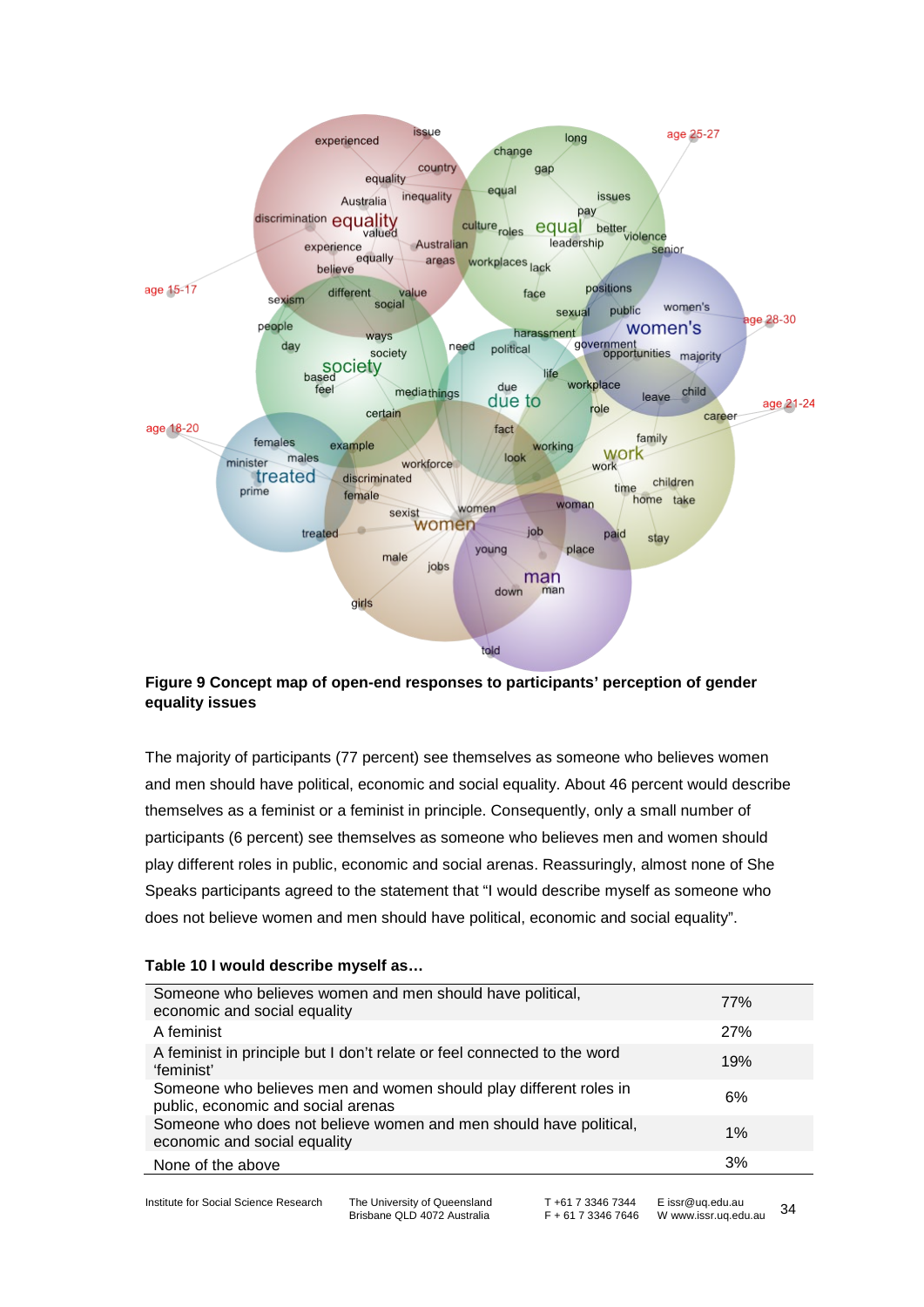**Figure 9 Concept map of open-end responses to participants' perception of gender equality issues**

The majority of participants (77 percent) see themselves as someone who believes women and men should have political, economic and social equality. About 46 percent would describe themselves as a feminist or a feminist in principle. Consequently, only a small number of participants (6 percent) see themselves as someone who believes men and women should play different roles in public, economic and social arenas. Reassuringly, almost none of She Speaks participants agreed to the statement that "I would describe myself as someone who does not believe women and men should have political, economic and social equality".

**Table 10 I would describe myself as…**

| | |
|---|---|
| Someone who believes women and men should have political, economic and social equality | 77% |
| A feminist | 27% |
| A feminist in principle but I don't relate or feel connected to the word 'feminist' | 19% |
| Someone who believes men and women should play different roles in public, economic and social arenas | 6% |
| Someone who does not believe women and men should have political, economic and social equality | 1% |
| None of the above | 3% |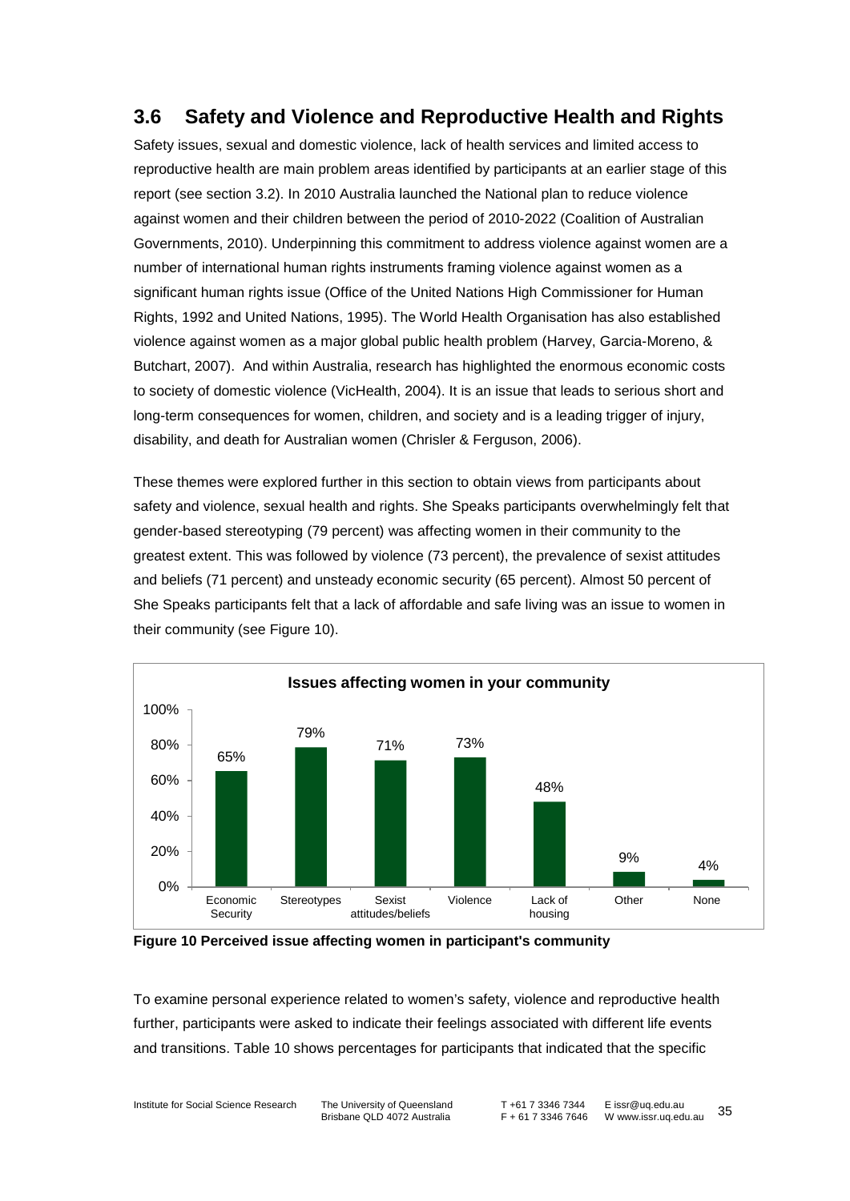## 3.6 Safety and Violence and Reproductive Health and Rights

Safety issues, sexual and domestic violence, lack of health services and limited access to reproductive health are main problem areas identified by participants at an earlier stage of this report (see section 3.2). In 2010 Australia launched the National plan to reduce violence against women and their children between the period of 2010-2022 (Coalition of Australian Governments, 2010). Underpinning this commitment to address violence against women are a number of international human rights instruments framing violence against women as a significant human rights issue (Office of the United Nations High Commissioner for Human Rights, 1992 and United Nations, 1995). The World Health Organisation has also established violence against women as a major global public health problem (Harvey, Garcia-Moreno, & Butchart, 2007). And within Australia, research has highlighted the enormous economic costs to society of domestic violence (VicHealth, 2004). It is an issue that leads to serious short and long-term consequences for women, children, and society and is a leading trigger of injury, disability, and death for Australian women (Chrisler & Ferguson, 2006).

These themes were explored further in this section to obtain views from participants about safety and violence, sexual health and rights. She Speaks participants overwhelmingly felt that gender-based stereotyping (79 percent) was affecting women in their community to the greatest extent. This was followed by violence (73 percent), the prevalence of sexist attitudes and beliefs (71 percent) and unsteady economic security (65 percent). Almost 50 percent of She Speaks participants felt that a lack of affordable and safe living was an issue to women in their community (see Figure 10).

**Issues affecting women in your community**

| Issue | Percent |
|---|---|
| Economic Security | 65% |
| Stereotypes | 79% |
| Sexist attitudes/beliefs | 71% |
| Violence | 73% |
| Lack of housing | 48% |
| Other | 9% |
| None | 4% |

**Figure 10 Perceived issue affecting women in participant's community**

To examine personal experience related to women's safety, violence and reproductive health further, participants were asked to indicate their feelings associated with different life events and transitions. Table 10 shows percentages for participants that indicated that the specific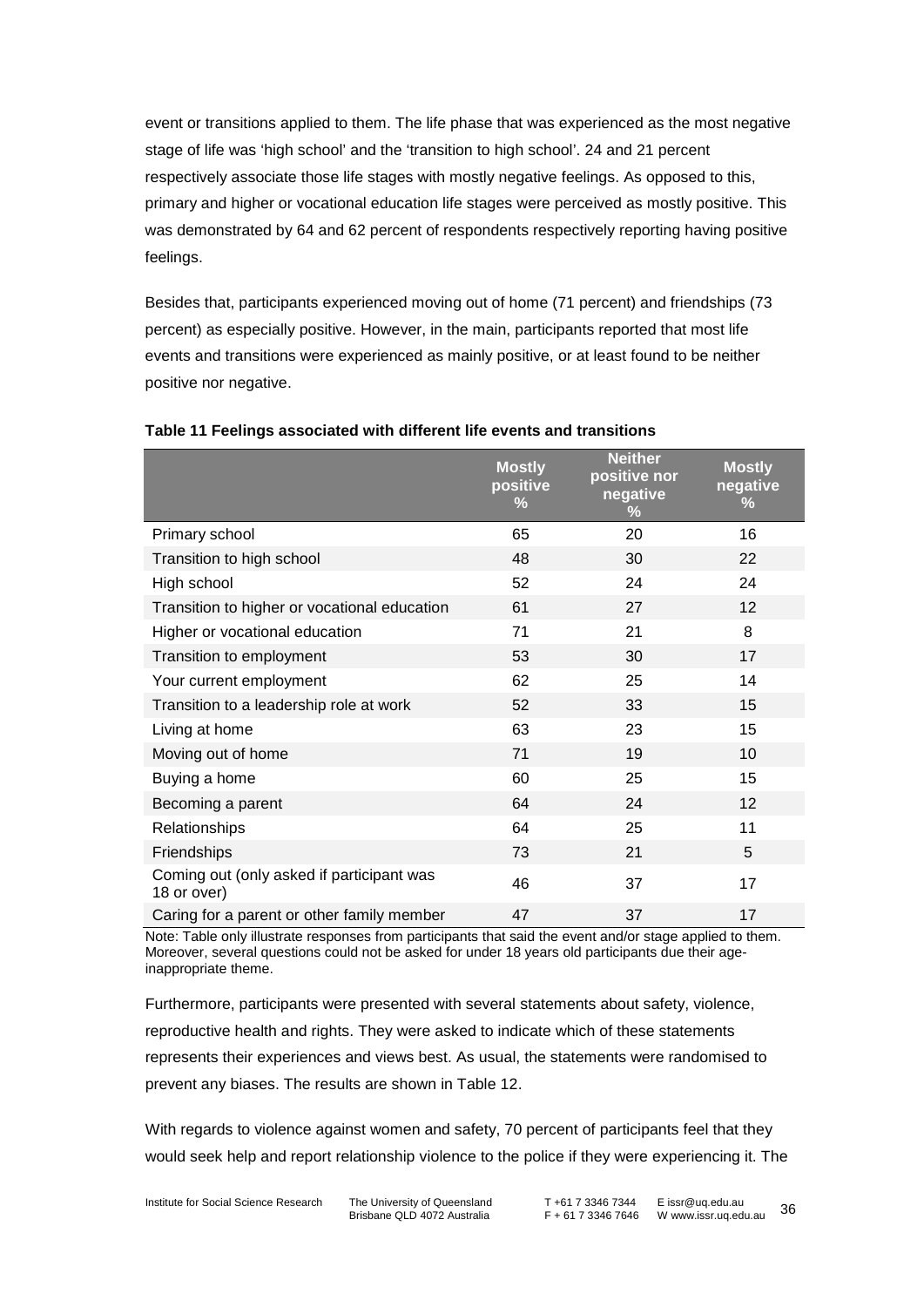event or transitions applied to them. The life phase that was experienced as the most negative stage of life was 'high school' and the 'transition to high school'. 24 and 21 percent respectively associate those life stages with mostly negative feelings. As opposed to this, primary and higher or vocational education life stages were perceived as mostly positive. This was demonstrated by 64 and 62 percent of respondents respectively reporting having positive feelings.

Besides that, participants experienced moving out of home (71 percent) and friendships (73 percent) as especially positive. However, in the main, participants reported that most life events and transitions were experienced as mainly positive, or at least found to be neither positive nor negative.

**Table 11 Feelings associated with different life events and transitions**

| | Mostly positive % | Neither positive nor negative % | Mostly negative % |
|---|---|---|---|
| Primary school | 65 | 20 | 16 |
| Transition to high school | 48 | 30 | 22 |
| High school | 52 | 24 | 24 |
| Transition to higher or vocational education | 61 | 27 | 12 |
| Higher or vocational education | 71 | 21 | 8 |
| Transition to employment | 53 | 30 | 17 |
| Your current employment | 62 | 25 | 14 |
| Transition to a leadership role at work | 52 | 33 | 15 |
| Living at home | 63 | 23 | 15 |
| Moving out of home | 71 | 19 | 10 |
| Buying a home | 60 | 25 | 15 |
| Becoming a parent | 64 | 24 | 12 |
| Relationships | 64 | 25 | 11 |
| Friendships | 73 | 21 | 5 |
| Coming out (only asked if participant was 18 or over) | 46 | 37 | 17 |
| Caring for a parent or other family member | 47 | 37 | 17 |

Note: Table only illustrate responses from participants that said the event and/or stage applied to them. Moreover, several questions could not be asked for under 18 years old participants due their age-inappropriate theme.

Furthermore, participants were presented with several statements about safety, violence, reproductive health and rights. They were asked to indicate which of these statements represents their experiences and views best. As usual, the statements were randomised to prevent any biases. The results are shown in Table 12.

With regards to violence against women and safety, 70 percent of participants feel that they would seek help and report relationship violence to the police if they were experiencing it. The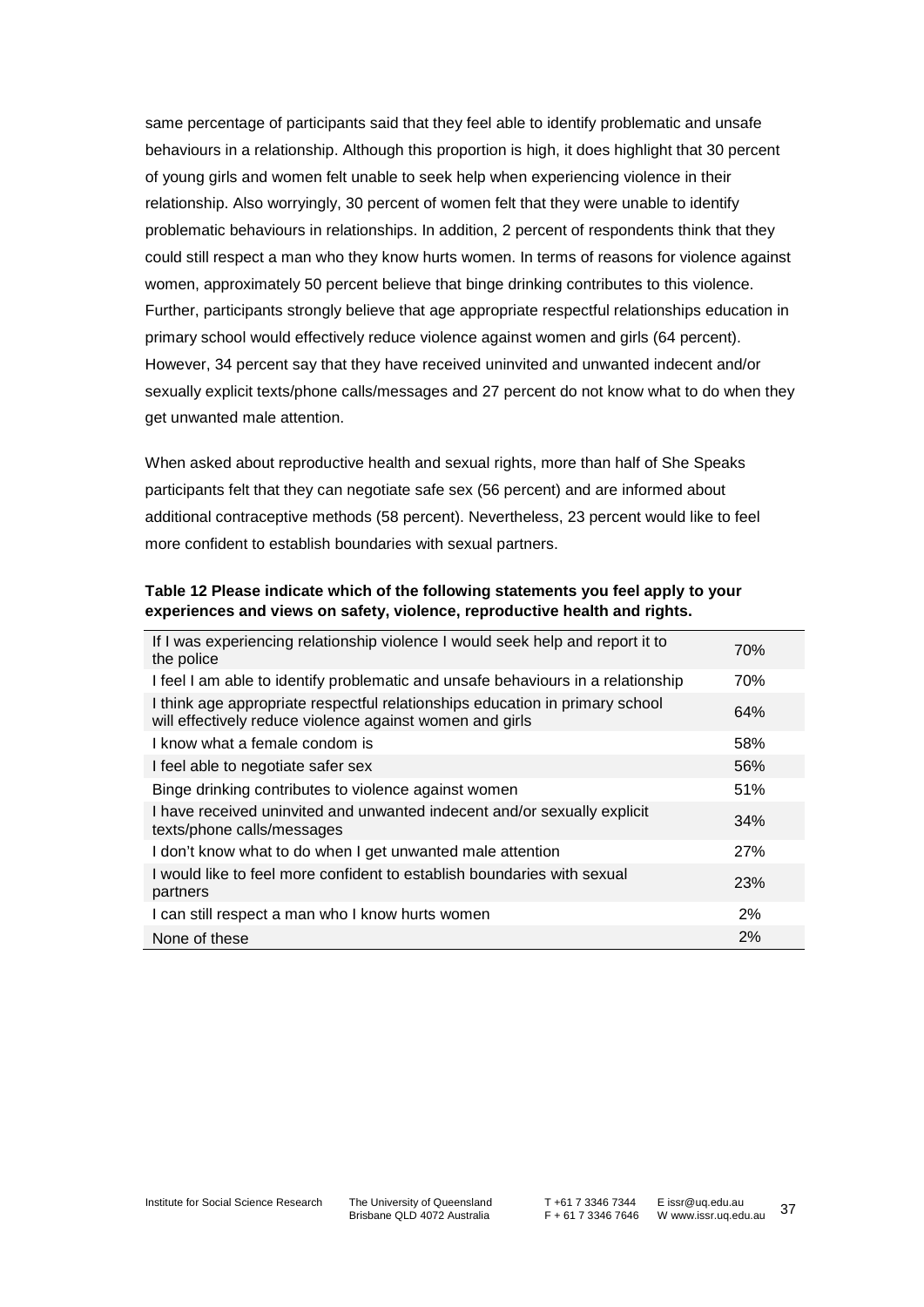same percentage of participants said that they feel able to identify problematic and unsafe behaviours in a relationship. Although this proportion is high, it does highlight that 30 percent of young girls and women felt unable to seek help when experiencing violence in their relationship. Also worryingly, 30 percent of women felt that they were unable to identify problematic behaviours in relationships. In addition, 2 percent of respondents think that they could still respect a man who they know hurts women. In terms of reasons for violence against women, approximately 50 percent believe that binge drinking contributes to this violence. Further, participants strongly believe that age appropriate respectful relationships education in primary school would effectively reduce violence against women and girls (64 percent). However, 34 percent say that they have received uninvited and unwanted indecent and/or sexually explicit texts/phone calls/messages and 27 percent do not know what to do when they get unwanted male attention.

When asked about reproductive health and sexual rights, more than half of She Speaks participants felt that they can negotiate safe sex (56 percent) and are informed about additional contraceptive methods (58 percent). Nevertheless, 23 percent would like to feel more confident to establish boundaries with sexual partners.

**Table 12 Please indicate which of the following statements you feel apply to your experiences and views on safety, violence, reproductive health and rights.**

| Statement | % |
|---|---|
| If I was experiencing relationship violence I would seek help and report it to the police | 70% |
| I feel I am able to identify problematic and unsafe behaviours in a relationship | 70% |
| I think age appropriate respectful relationships education in primary school will effectively reduce violence against women and girls | 64% |
| I know what a female condom is | 58% |
| I feel able to negotiate safer sex | 56% |
| Binge drinking contributes to violence against women | 51% |
| I have received uninvited and unwanted indecent and/or sexually explicit texts/phone calls/messages | 34% |
| I don't know what to do when I get unwanted male attention | 27% |
| I would like to feel more confident to establish boundaries with sexual partners | 23% |
| I can still respect a man who I know hurts women | 2% |
| None of these | 2% |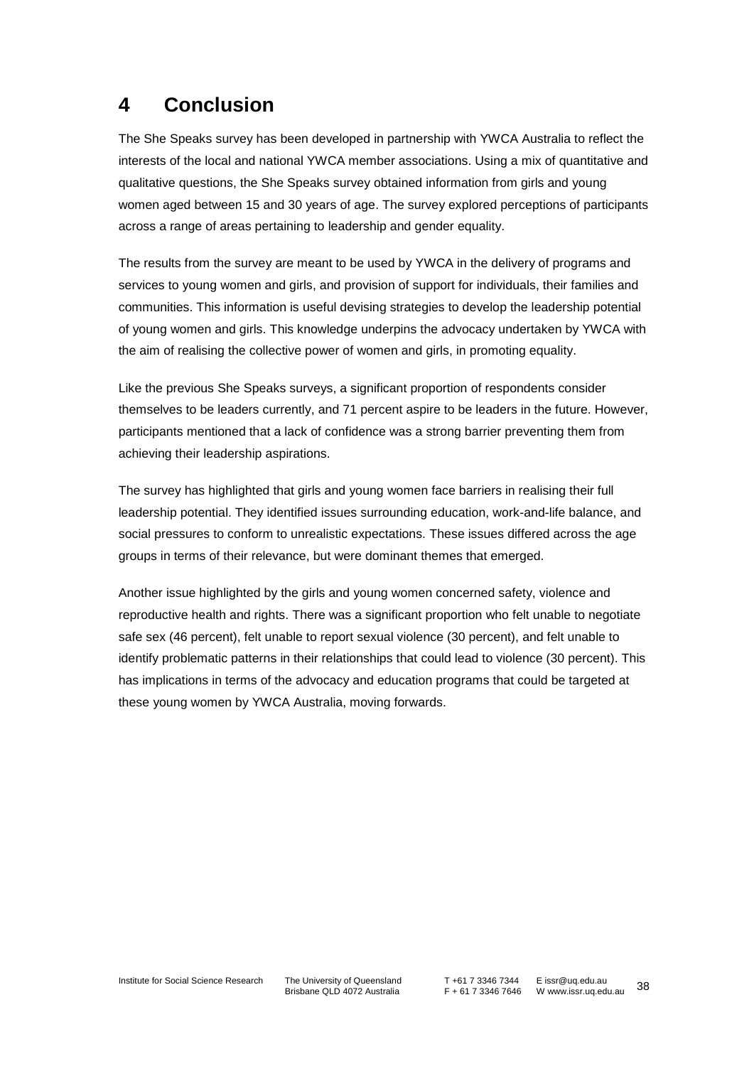# 4 Conclusion

The She Speaks survey has been developed in partnership with YWCA Australia to reflect the interests of the local and national YWCA member associations. Using a mix of quantitative and qualitative questions, the She Speaks survey obtained information from girls and young women aged between 15 and 30 years of age. The survey explored perceptions of participants across a range of areas pertaining to leadership and gender equality.

The results from the survey are meant to be used by YWCA in the delivery of programs and services to young women and girls, and provision of support for individuals, their families and communities. This information is useful devising strategies to develop the leadership potential of young women and girls. This knowledge underpins the advocacy undertaken by YWCA with the aim of realising the collective power of women and girls, in promoting equality.

Like the previous She Speaks surveys, a significant proportion of respondents consider themselves to be leaders currently, and 71 percent aspire to be leaders in the future. However, participants mentioned that a lack of confidence was a strong barrier preventing them from achieving their leadership aspirations.

The survey has highlighted that girls and young women face barriers in realising their full leadership potential. They identified issues surrounding education, work-and-life balance, and social pressures to conform to unrealistic expectations. These issues differed across the age groups in terms of their relevance, but were dominant themes that emerged.

Another issue highlighted by the girls and young women concerned safety, violence and reproductive health and rights. There was a significant proportion who felt unable to negotiate safe sex (46 percent), felt unable to report sexual violence (30 percent), and felt unable to identify problematic patterns in their relationships that could lead to violence (30 percent). This has implications in terms of the advocacy and education programs that could be targeted at these young women by YWCA Australia, moving forwards.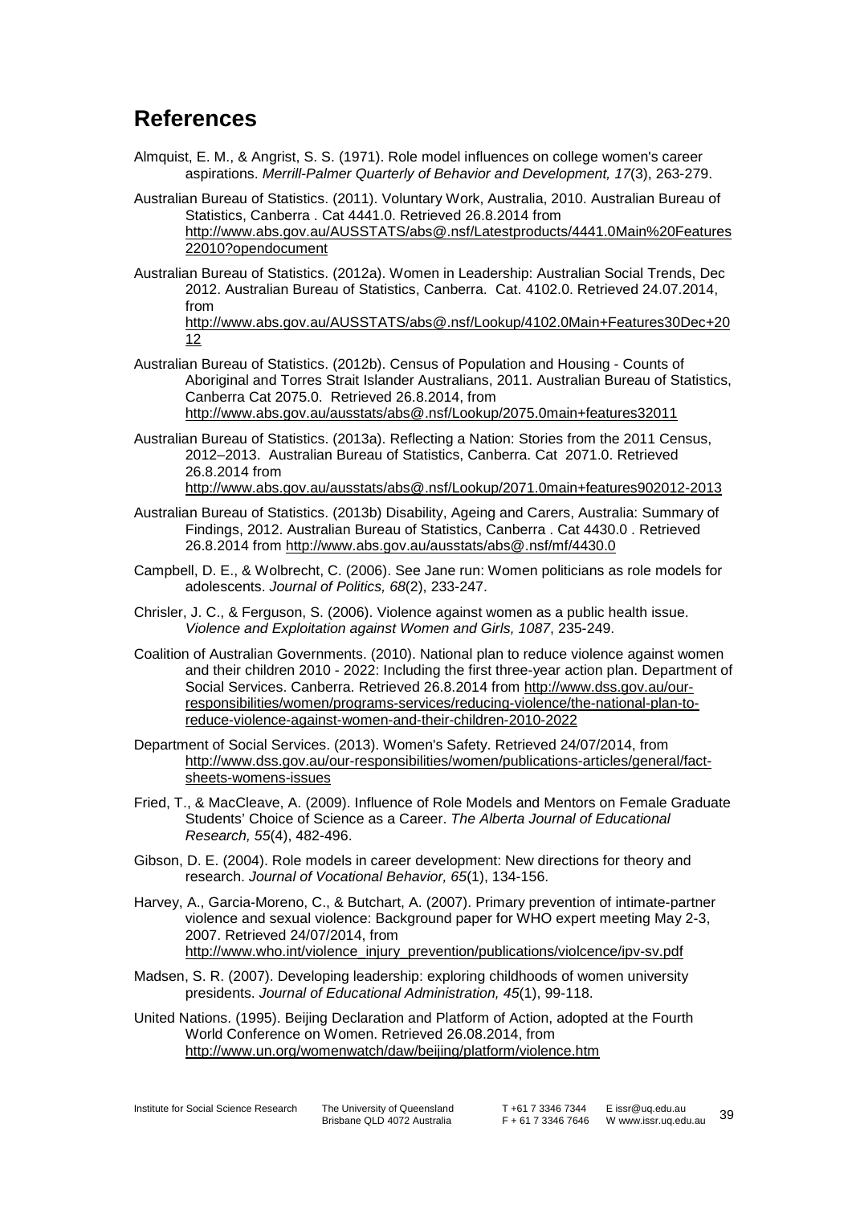# References

Almquist, E. M., & Angrist, S. S. (1971). Role model influences on college women's career aspirations. *Merrill-Palmer Quarterly of Behavior and Development, 17*(3), 263-279.

Australian Bureau of Statistics. (2011). Voluntary Work, Australia, 2010. Australian Bureau of Statistics, Canberra . Cat 4441.0. Retrieved 26.8.2014 from http://www.abs.gov.au/AUSSTATS/abs@.nsf/Latestproducts/4441.0Main%20Features22010?opendocument

Australian Bureau of Statistics. (2012a). Women in Leadership: Australian Social Trends, Dec 2012. Australian Bureau of Statistics, Canberra. Cat. 4102.0. Retrieved 24.07.2014, from http://www.abs.gov.au/AUSSTATS/abs@.nsf/Lookup/4102.0Main+Features30Dec+2012

Australian Bureau of Statistics. (2012b). Census of Population and Housing - Counts of Aboriginal and Torres Strait Islander Australians, 2011. Australian Bureau of Statistics, Canberra Cat 2075.0. Retrieved 26.8.2014, from http://www.abs.gov.au/ausstats/abs@.nsf/Lookup/2075.0main+features32011

Australian Bureau of Statistics. (2013a). Reflecting a Nation: Stories from the 2011 Census, 2012–2013. Australian Bureau of Statistics, Canberra. Cat 2071.0. Retrieved 26.8.2014 from http://www.abs.gov.au/ausstats/abs@.nsf/Lookup/2071.0main+features902012-2013

Australian Bureau of Statistics. (2013b) Disability, Ageing and Carers, Australia: Summary of Findings, 2012. Australian Bureau of Statistics, Canberra . Cat 4430.0 . Retrieved 26.8.2014 from http://www.abs.gov.au/ausstats/abs@.nsf/mf/4430.0

Campbell, D. E., & Wolbrecht, C. (2006). See Jane run: Women politicians as role models for adolescents. *Journal of Politics, 68*(2), 233-247.

Chrisler, J. C., & Ferguson, S. (2006). Violence against women as a public health issue. *Violence and Exploitation against Women and Girls, 1087*, 235-249.

Coalition of Australian Governments. (2010). National plan to reduce violence against women and their children 2010 - 2022: Including the first three-year action plan. Department of Social Services. Canberra. Retrieved 26.8.2014 from http://www.dss.gov.au/our-responsibilities/women/programs-services/reducing-violence/the-national-plan-to-reduce-violence-against-women-and-their-children-2010-2022

Department of Social Services. (2013). Women's Safety. Retrieved 24/07/2014, from http://www.dss.gov.au/our-responsibilities/women/publications-articles/general/fact-sheets-womens-issues

Fried, T., & MacCleave, A. (2009). Influence of Role Models and Mentors on Female Graduate Students' Choice of Science as a Career. *The Alberta Journal of Educational Research, 55*(4), 482-496.

Gibson, D. E. (2004). Role models in career development: New directions for theory and research. *Journal of Vocational Behavior, 65*(1), 134-156.

Harvey, A., Garcia-Moreno, C., & Butchart, A. (2007). Primary prevention of intimate-partner violence and sexual violence: Background paper for WHO expert meeting May 2-3, 2007. Retrieved 24/07/2014, from http://www.who.int/violence_injury_prevention/publications/violcence/ipv-sv.pdf

Madsen, S. R. (2007). Developing leadership: exploring childhoods of women university presidents. *Journal of Educational Administration, 45*(1), 99-118.

United Nations. (1995). Beijing Declaration and Platform of Action, adopted at the Fourth World Conference on Women. Retrieved 26.08.2014, from http://www.un.org/womenwatch/daw/beijing/platform/violence.htm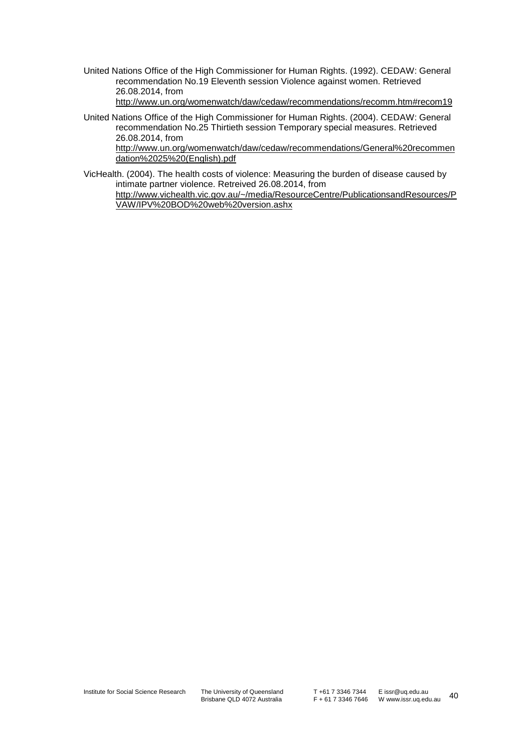United Nations Office of the High Commissioner for Human Rights. (1992). CEDAW: General recommendation No.19 Eleventh session Violence against women. Retrieved 26.08.2014, from http://www.un.org/womenwatch/daw/cedaw/recommendations/recomm.htm#recom19

United Nations Office of the High Commissioner for Human Rights. (2004). CEDAW: General recommendation No.25 Thirtieth session Temporary special measures. Retrieved 26.08.2014, from http://www.un.org/womenwatch/daw/cedaw/recommendations/General%20recommendation%2025%20(English).pdf

VicHealth. (2004). The health costs of violence: Measuring the burden of disease caused by intimate partner violence. Retreived 26.08.2014, from http://www.vichealth.vic.gov.au/~/media/ResourceCentre/PublicationsandResources/PVAW/IPV%20BOD%20web%20version.ashx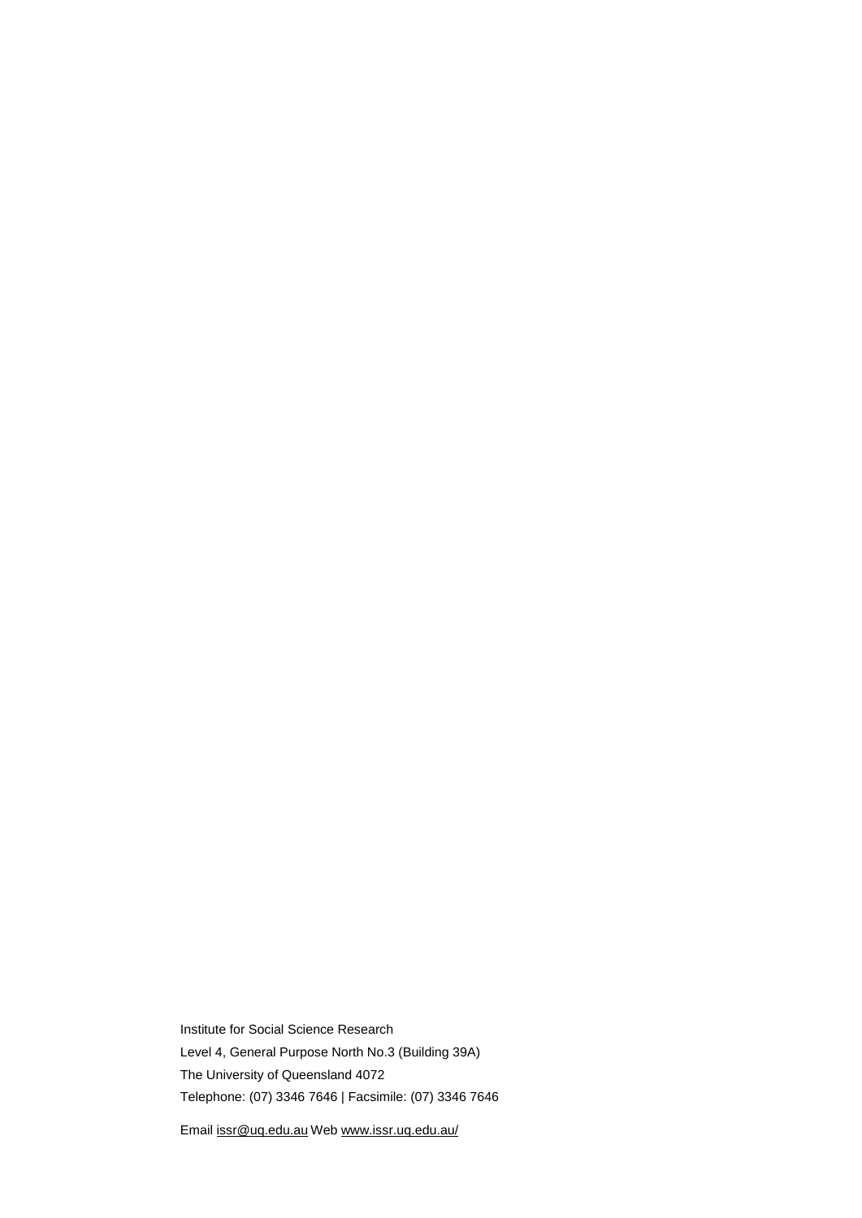Institute for Social Science Research

Level 4, General Purpose North No.3 (Building 39A)

The University of Queensland 4072

Telephone: (07) 3346 7646 | Facsimile: (07) 3346 7646

Email issr@uq.edu.au Web www.issr.uq.edu.au/